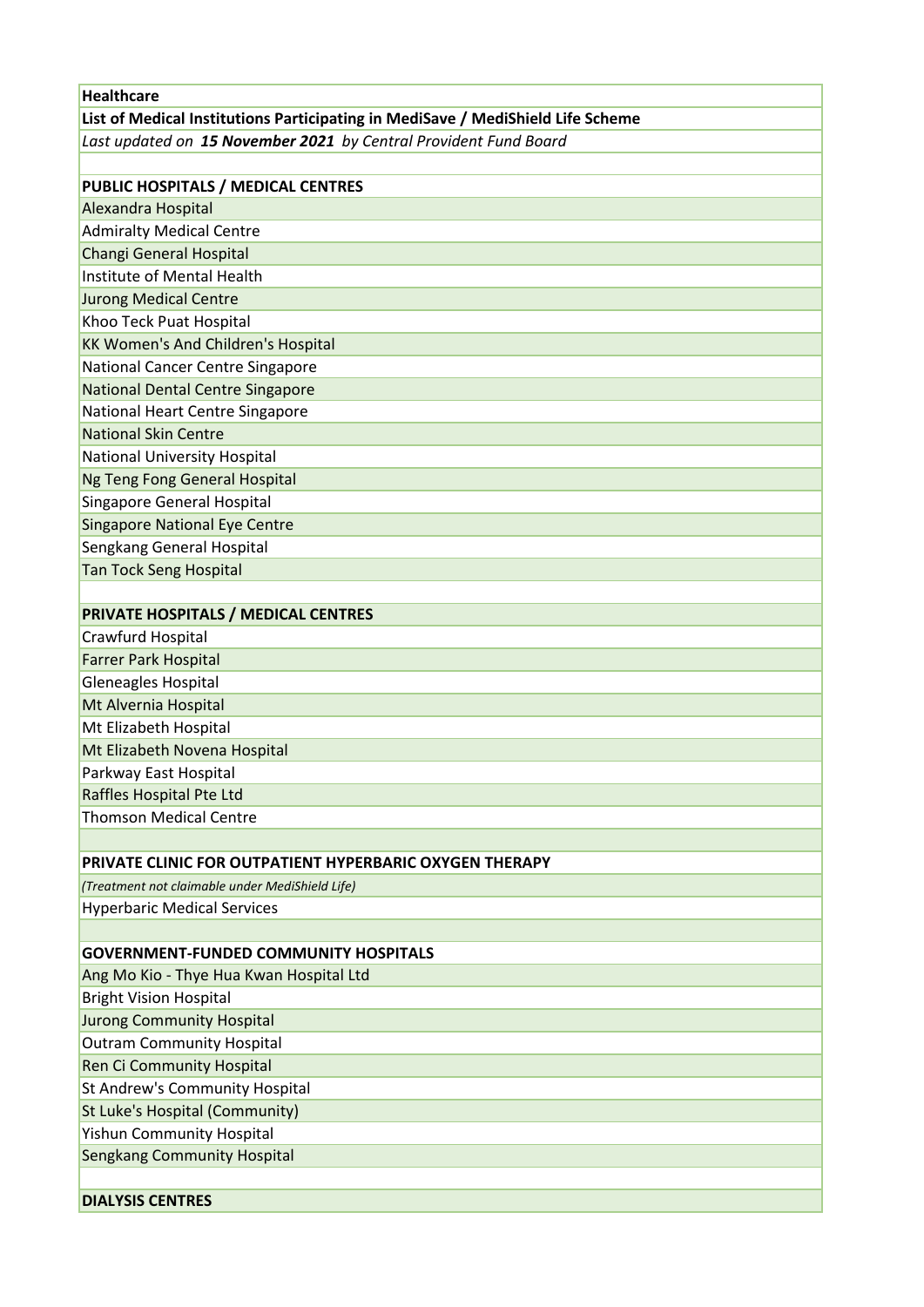**Healthcare**

**List of Medical Institutions Participating in MediSave / MediShield Life Scheme**

*Last updated on* ***15 November 2021*** *by Central Provident Fund Board*

**PUBLIC HOSPITALS / MEDICAL CENTRES**

Alexandra Hospital
Admiralty Medical Centre
Changi General Hospital
Institute of Mental Health
Jurong Medical Centre
Khoo Teck Puat Hospital
KK Women's And Children's Hospital
National Cancer Centre Singapore
National Dental Centre Singapore
National Heart Centre Singapore
National Skin Centre
National University Hospital
Ng Teng Fong General Hospital
Singapore General Hospital
Singapore National Eye Centre
Sengkang General Hospital
Tan Tock Seng Hospital

**PRIVATE HOSPITALS / MEDICAL CENTRES**

Crawfurd Hospital
Farrer Park Hospital
Gleneagles Hospital
Mt Alvernia Hospital
Mt Elizabeth Hospital
Mt Elizabeth Novena Hospital
Parkway East Hospital
Raffles Hospital Pte Ltd
Thomson Medical Centre

**PRIVATE CLINIC FOR OUTPATIENT HYPERBARIC OXYGEN THERAPY**

*(Treatment not claimable under MediShield Life)*

Hyperbaric Medical Services

**GOVERNMENT-FUNDED COMMUNITY HOSPITALS**

Ang Mo Kio - Thye Hua Kwan Hospital Ltd
Bright Vision Hospital
Jurong Community Hospital
Outram Community Hospital
Ren Ci Community Hospital
St Andrew's Community Hospital
St Luke's Hospital (Community)
Yishun Community Hospital
Sengkang Community Hospital

**DIALYSIS CENTRES**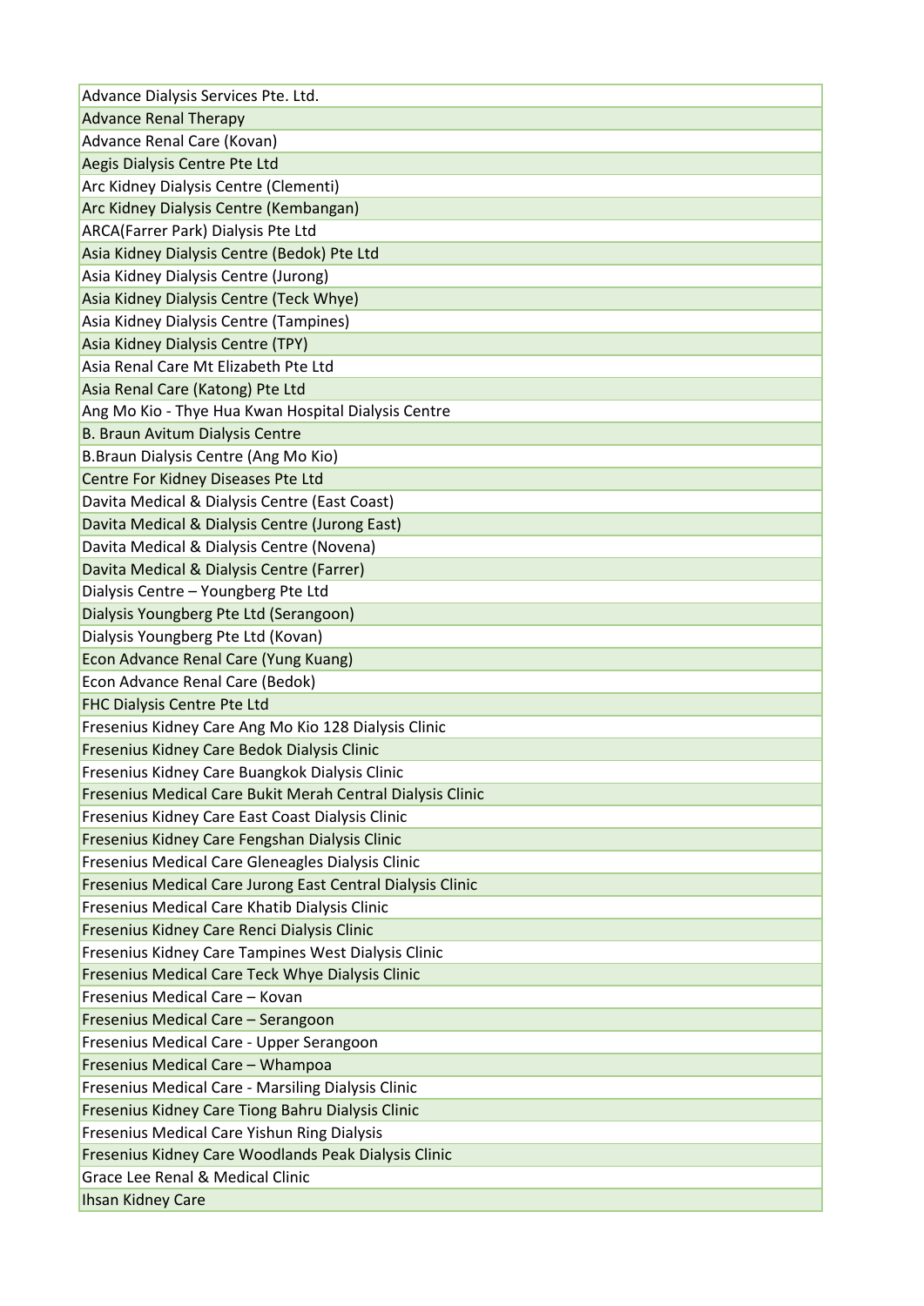| Advance Dialysis Services Pte. Ltd. |
|---|
| Advance Renal Therapy |
| Advance Renal Care (Kovan) |
| Aegis Dialysis Centre Pte Ltd |
| Arc Kidney Dialysis Centre (Clementi) |
| Arc Kidney Dialysis Centre (Kembangan) |
| ARCA(Farrer Park) Dialysis Pte Ltd |
| Asia Kidney Dialysis Centre (Bedok) Pte Ltd |
| Asia Kidney Dialysis Centre (Jurong) |
| Asia Kidney Dialysis Centre (Teck Whye) |
| Asia Kidney Dialysis Centre (Tampines) |
| Asia Kidney Dialysis Centre (TPY) |
| Asia Renal Care Mt Elizabeth Pte Ltd |
| Asia Renal Care (Katong) Pte Ltd |
| Ang Mo Kio - Thye Hua Kwan Hospital Dialysis Centre |
| B. Braun Avitum Dialysis Centre |
| B.Braun Dialysis Centre (Ang Mo Kio) |
| Centre For Kidney Diseases Pte Ltd |
| Davita Medical & Dialysis Centre (East Coast) |
| Davita Medical & Dialysis Centre (Jurong East) |
| Davita Medical & Dialysis Centre (Novena) |
| Davita Medical & Dialysis Centre (Farrer) |
| Dialysis Centre – Youngberg Pte Ltd |
| Dialysis Youngberg Pte Ltd (Serangoon) |
| Dialysis Youngberg Pte Ltd (Kovan) |
| Econ Advance Renal Care (Yung Kuang) |
| Econ Advance Renal Care (Bedok) |
| FHC Dialysis Centre Pte Ltd |
| Fresenius Kidney Care Ang Mo Kio 128 Dialysis Clinic |
| Fresenius Kidney Care Bedok Dialysis Clinic |
| Fresenius Kidney Care Buangkok Dialysis Clinic |
| Fresenius Medical Care Bukit Merah Central Dialysis Clinic |
| Fresenius Kidney Care East Coast Dialysis Clinic |
| Fresenius Kidney Care Fengshan Dialysis Clinic |
| Fresenius Medical Care Gleneagles Dialysis Clinic |
| Fresenius Medical Care Jurong East Central Dialysis Clinic |
| Fresenius Medical Care Khatib Dialysis Clinic |
| Fresenius Kidney Care Renci Dialysis Clinic |
| Fresenius Kidney Care Tampines West Dialysis Clinic |
| Fresenius Medical Care Teck Whye Dialysis Clinic |
| Fresenius Medical Care – Kovan |
| Fresenius Medical Care – Serangoon |
| Fresenius Medical Care - Upper Serangoon |
| Fresenius Medical Care – Whampoa |
| Fresenius Medical Care - Marsiling Dialysis Clinic |
| Fresenius Kidney Care Tiong Bahru Dialysis Clinic |
| Fresenius Medical Care Yishun Ring Dialysis |
| Fresenius Kidney Care Woodlands Peak Dialysis Clinic |
| Grace Lee Renal & Medical Clinic |
| Ihsan Kidney Care |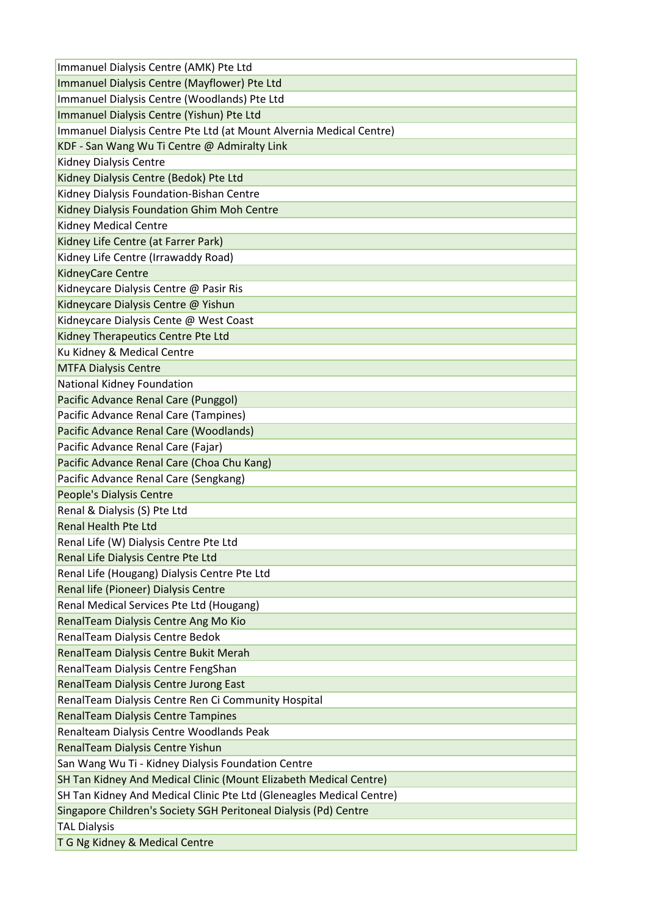| Immanuel Dialysis Centre (AMK) Pte Ltd |
|---|
| Immanuel Dialysis Centre (Mayflower) Pte Ltd |
| Immanuel Dialysis Centre (Woodlands) Pte Ltd |
| Immanuel Dialysis Centre (Yishun) Pte Ltd |
| Immanuel Dialysis Centre Pte Ltd (at Mount Alvernia Medical Centre) |
| KDF - San Wang Wu Ti Centre @ Admiralty Link |
| Kidney Dialysis Centre |
| Kidney Dialysis Centre (Bedok) Pte Ltd |
| Kidney Dialysis Foundation-Bishan Centre |
| Kidney Dialysis Foundation Ghim Moh Centre |
| Kidney Medical Centre |
| Kidney Life Centre (at Farrer Park) |
| Kidney Life Centre (Irrawaddy Road) |
| KidneyCare Centre |
| Kidneycare Dialysis Centre @ Pasir Ris |
| Kidneycare Dialysis Centre @ Yishun |
| Kidneycare Dialysis Cente @ West Coast |
| Kidney Therapeutics Centre Pte Ltd |
| Ku Kidney & Medical Centre |
| MTFA Dialysis Centre |
| National Kidney Foundation |
| Pacific Advance Renal Care (Punggol) |
| Pacific Advance Renal Care (Tampines) |
| Pacific Advance Renal Care (Woodlands) |
| Pacific Advance Renal Care (Fajar) |
| Pacific Advance Renal Care (Choa Chu Kang) |
| Pacific Advance Renal Care (Sengkang) |
| People's Dialysis Centre |
| Renal & Dialysis (S) Pte Ltd |
| Renal Health Pte Ltd |
| Renal Life (W) Dialysis Centre Pte Ltd |
| Renal Life Dialysis Centre Pte Ltd |
| Renal Life (Hougang) Dialysis Centre Pte Ltd |
| Renal life (Pioneer) Dialysis Centre |
| Renal Medical Services Pte Ltd (Hougang) |
| RenalTeam Dialysis Centre Ang Mo Kio |
| RenalTeam Dialysis Centre Bedok |
| RenalTeam Dialysis Centre Bukit Merah |
| RenalTeam Dialysis Centre FengShan |
| RenalTeam Dialysis Centre Jurong East |
| RenalTeam Dialysis Centre Ren Ci Community Hospital |
| RenalTeam Dialysis Centre Tampines |
| Renalteam Dialysis Centre Woodlands Peak |
| RenalTeam Dialysis Centre Yishun |
| San Wang Wu Ti - Kidney Dialysis Foundation Centre |
| SH Tan Kidney And Medical Clinic (Mount Elizabeth Medical Centre) |
| SH Tan Kidney And Medical Clinic Pte Ltd (Gleneagles Medical Centre) |
| Singapore Children's Society SGH Peritoneal Dialysis (Pd) Centre |
| TAL Dialysis |
| T G Ng Kidney & Medical Centre |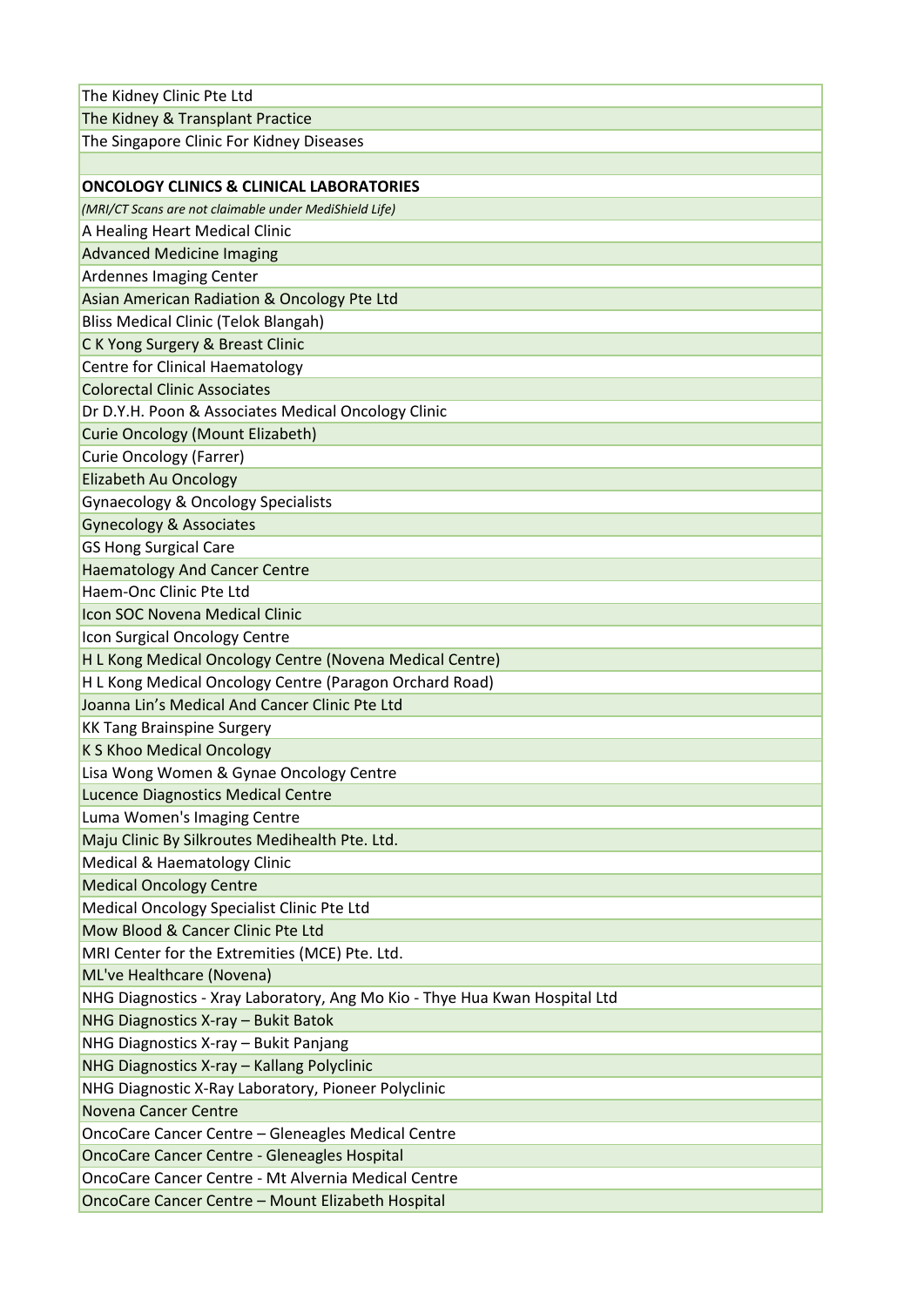| The Kidney Clinic Pte Ltd |
|---|
| The Kidney & Transplant Practice |
| The Singapore Clinic For Kidney Diseases |
| |
| **ONCOLOGY CLINICS & CLINICAL LABORATORIES** |
| *(MRI/CT Scans are not claimable under MediShield Life)* |
| A Healing Heart Medical Clinic |
| Advanced Medicine Imaging |
| Ardennes Imaging Center |
| Asian American Radiation & Oncology Pte Ltd |
| Bliss Medical Clinic (Telok Blangah) |
| C K Yong Surgery & Breast Clinic |
| Centre for Clinical Haematology |
| Colorectal Clinic Associates |
| Dr D.Y.H. Poon & Associates Medical Oncology Clinic |
| Curie Oncology (Mount Elizabeth) |
| Curie Oncology (Farrer) |
| Elizabeth Au Oncology |
| Gynaecology & Oncology Specialists |
| Gynecology & Associates |
| GS Hong Surgical Care |
| Haematology And Cancer Centre |
| Haem-Onc Clinic Pte Ltd |
| Icon SOC Novena Medical Clinic |
| Icon Surgical Oncology Centre |
| H L Kong Medical Oncology Centre (Novena Medical Centre) |
| H L Kong Medical Oncology Centre (Paragon Orchard Road) |
| Joanna Lin's Medical And Cancer Clinic Pte Ltd |
| KK Tang Brainspine Surgery |
| K S Khoo Medical Oncology |
| Lisa Wong Women & Gynae Oncology Centre |
| Lucence Diagnostics Medical Centre |
| Luma Women's Imaging Centre |
| Maju Clinic By Silkroutes Medihealth Pte. Ltd. |
| Medical & Haematology Clinic |
| Medical Oncology Centre |
| Medical Oncology Specialist Clinic Pte Ltd |
| Mow Blood & Cancer Clinic Pte Ltd |
| MRI Center for the Extremities (MCE) Pte. Ltd. |
| ML've Healthcare (Novena) |
| NHG Diagnostics - Xray Laboratory, Ang Mo Kio - Thye Hua Kwan Hospital Ltd |
| NHG Diagnostics X-ray – Bukit Batok |
| NHG Diagnostics X-ray – Bukit Panjang |
| NHG Diagnostics X-ray – Kallang Polyclinic |
| NHG Diagnostic X-Ray Laboratory, Pioneer Polyclinic |
| Novena Cancer Centre |
| OncoCare Cancer Centre – Gleneagles Medical Centre |
| OncoCare Cancer Centre - Gleneagles Hospital |
| OncoCare Cancer Centre - Mt Alvernia Medical Centre |
| OncoCare Cancer Centre – Mount Elizabeth Hospital |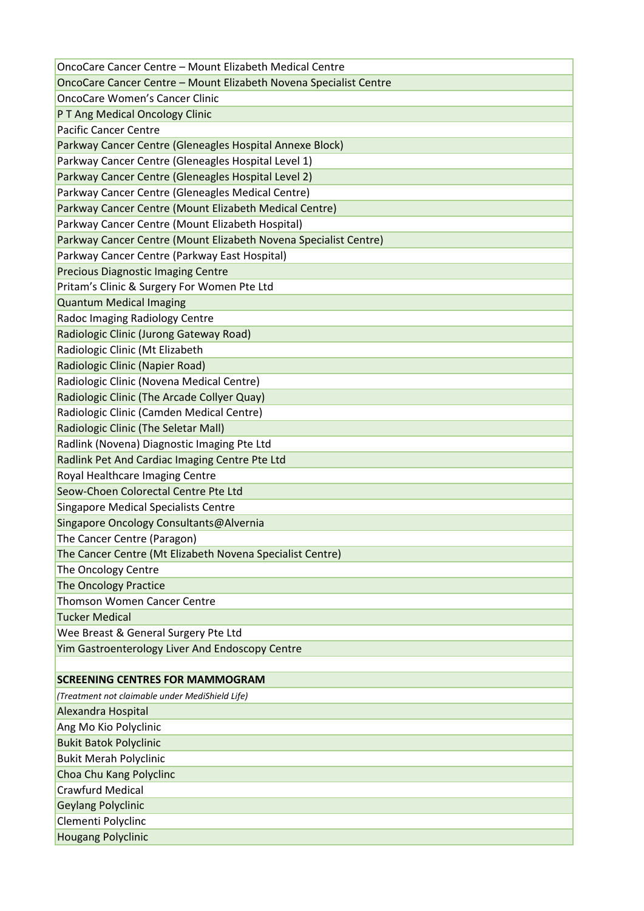| |
|---|
| OncoCare Cancer Centre – Mount Elizabeth Medical Centre |
| OncoCare Cancer Centre – Mount Elizabeth Novena Specialist Centre |
| OncoCare Women's Cancer Clinic |
| P T Ang Medical Oncology Clinic |
| Pacific Cancer Centre |
| Parkway Cancer Centre (Gleneagles Hospital Annexe Block) |
| Parkway Cancer Centre (Gleneagles Hospital Level 1) |
| Parkway Cancer Centre (Gleneagles Hospital Level 2) |
| Parkway Cancer Centre (Gleneagles Medical Centre) |
| Parkway Cancer Centre (Mount Elizabeth Medical Centre) |
| Parkway Cancer Centre (Mount Elizabeth Hospital) |
| Parkway Cancer Centre (Mount Elizabeth Novena Specialist Centre) |
| Parkway Cancer Centre (Parkway East Hospital) |
| Precious Diagnostic Imaging Centre |
| Pritam's Clinic & Surgery For Women Pte Ltd |
| Quantum Medical Imaging |
| Radoc Imaging Radiology Centre |
| Radiologic Clinic (Jurong Gateway Road) |
| Radiologic Clinic (Mt Elizabeth |
| Radiologic Clinic (Napier Road) |
| Radiologic Clinic (Novena Medical Centre) |
| Radiologic Clinic (The Arcade Collyer Quay) |
| Radiologic Clinic (Camden Medical Centre) |
| Radiologic Clinic (The Seletar Mall) |
| Radlink (Novena) Diagnostic Imaging Pte Ltd |
| Radlink Pet And Cardiac Imaging Centre Pte Ltd |
| Royal Healthcare Imaging Centre |
| Seow-Choen Colorectal Centre Pte Ltd |
| Singapore Medical Specialists Centre |
| Singapore Oncology Consultants@Alvernia |
| The Cancer Centre (Paragon) |
| The Cancer Centre (Mt Elizabeth Novena Specialist Centre) |
| The Oncology Centre |
| The Oncology Practice |
| Thomson Women Cancer Centre |
| Tucker Medical |
| Wee Breast & General Surgery Pte Ltd |
| Yim Gastroenterology Liver And Endoscopy Centre |
| |
| **SCREENING CENTRES FOR MAMMOGRAM** |
| *(Treatment not claimable under MediShield Life)* |
| Alexandra Hospital |
| Ang Mo Kio Polyclinic |
| Bukit Batok Polyclinic |
| Bukit Merah Polyclinic |
| Choa Chu Kang Polyclinc |
| Crawfurd Medical |
| Geylang Polyclinic |
| Clementi Polyclinc |
| Hougang Polyclinic |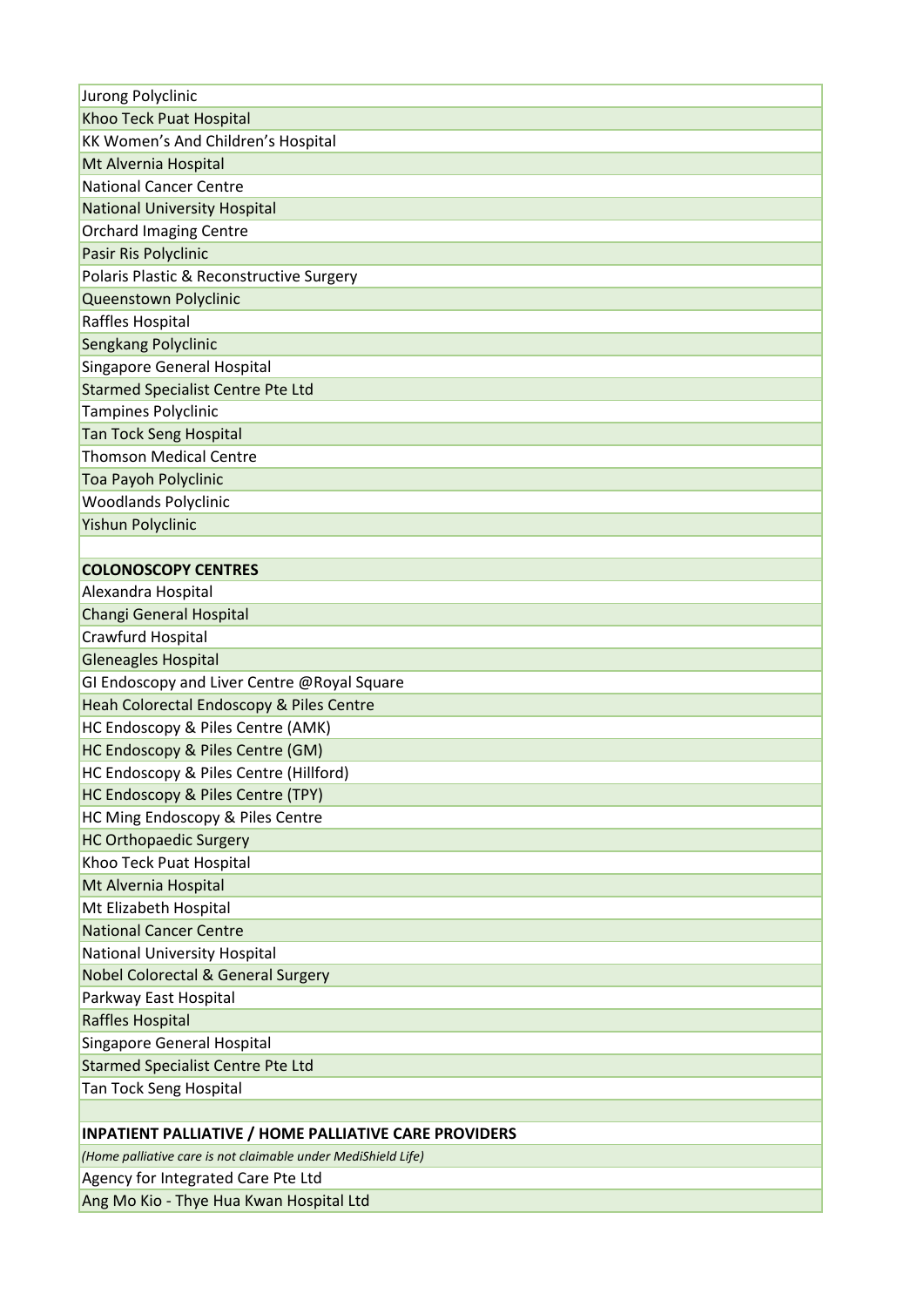| |
|---|
| Jurong Polyclinic |
| Khoo Teck Puat Hospital |
| KK Women’s And Children’s Hospital |
| Mt Alvernia Hospital |
| National Cancer Centre |
| National University Hospital |
| Orchard Imaging Centre |
| Pasir Ris Polyclinic |
| Polaris Plastic & Reconstructive Surgery |
| Queenstown Polyclinic |
| Raffles Hospital |
| Sengkang Polyclinic |
| Singapore General Hospital |
| Starmed Specialist Centre Pte Ltd |
| Tampines Polyclinic |
| Tan Tock Seng Hospital |
| Thomson Medical Centre |
| Toa Payoh Polyclinic |
| Woodlands Polyclinic |
| Yishun Polyclinic |
| |
| **COLONOSCOPY CENTRES** |
| Alexandra Hospital |
| Changi General Hospital |
| Crawfurd Hospital |
| Gleneagles Hospital |
| GI Endoscopy and Liver Centre @Royal Square |
| Heah Colorectal Endoscopy & Piles Centre |
| HC Endoscopy & Piles Centre (AMK) |
| HC Endoscopy & Piles Centre (GM) |
| HC Endoscopy & Piles Centre (Hillford) |
| HC Endoscopy & Piles Centre (TPY) |
| HC Ming Endoscopy & Piles Centre |
| HC Orthopaedic Surgery |
| Khoo Teck Puat Hospital |
| Mt Alvernia Hospital |
| Mt Elizabeth Hospital |
| National Cancer Centre |
| National University Hospital |
| Nobel Colorectal & General Surgery |
| Parkway East Hospital |
| Raffles Hospital |
| Singapore General Hospital |
| Starmed Specialist Centre Pte Ltd |
| Tan Tock Seng Hospital |
| |
| **INPATIENT PALLIATIVE / HOME PALLIATIVE CARE PROVIDERS** |
| *(Home palliative care is not claimable under MediShield Life)* |
| Agency for Integrated Care Pte Ltd |
| Ang Mo Kio - Thye Hua Kwan Hospital Ltd |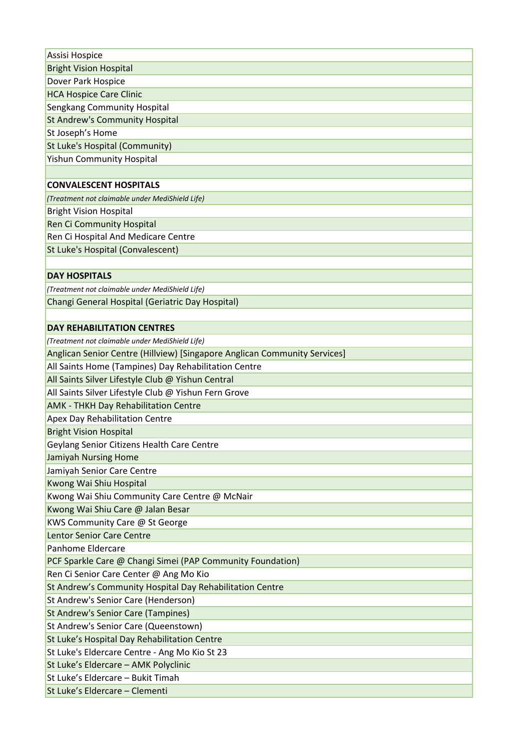| |
|---|
| Assisi Hospice |
| Bright Vision Hospital |
| Dover Park Hospice |
| HCA Hospice Care Clinic |
| Sengkang Community Hospital |
| St Andrew's Community Hospital |
| St Joseph's Home |
| St Luke's Hospital (Community) |
| Yishun Community Hospital |
| |
| **CONVALESCENT HOSPITALS** |
| *(Treatment not claimable under MediShield Life)* |
| Bright Vision Hospital |
| Ren Ci Community Hospital |
| Ren Ci Hospital And Medicare Centre |
| St Luke's Hospital (Convalescent) |
| |
| **DAY HOSPITALS** |
| *(Treatment not claimable under MediShield Life)* |
| Changi General Hospital (Geriatric Day Hospital) |
| |
| **DAY REHABILITATION CENTRES** |
| *(Treatment not claimable under MediShield Life)* |
| Anglican Senior Centre (Hillview) [Singapore Anglican Community Services] |
| All Saints Home (Tampines) Day Rehabilitation Centre |
| All Saints Silver Lifestyle Club @ Yishun Central |
| All Saints Silver Lifestyle Club @ Yishun Fern Grove |
| AMK - THKH Day Rehabilitation Centre |
| Apex Day Rehabilitation Centre |
| Bright Vision Hospital |
| Geylang Senior Citizens Health Care Centre |
| Jamiyah Nursing Home |
| Jamiyah Senior Care Centre |
| Kwong Wai Shiu Hospital |
| Kwong Wai Shiu Community Care Centre @ McNair |
| Kwong Wai Shiu Care @ Jalan Besar |
| KWS Community Care @ St George |
| Lentor Senior Care Centre |
| Panhome Eldercare |
| PCF Sparkle Care @ Changi Simei (PAP Community Foundation) |
| Ren Ci Senior Care Center @ Ang Mo Kio |
| St Andrew's Community Hospital Day Rehabilitation Centre |
| St Andrew's Senior Care (Henderson) |
| St Andrew's Senior Care (Tampines) |
| St Andrew's Senior Care (Queenstown) |
| St Luke's Hospital Day Rehabilitation Centre |
| St Luke's Eldercare Centre - Ang Mo Kio St 23 |
| St Luke's Eldercare – AMK Polyclinic |
| St Luke's Eldercare – Bukit Timah |
| St Luke's Eldercare – Clementi |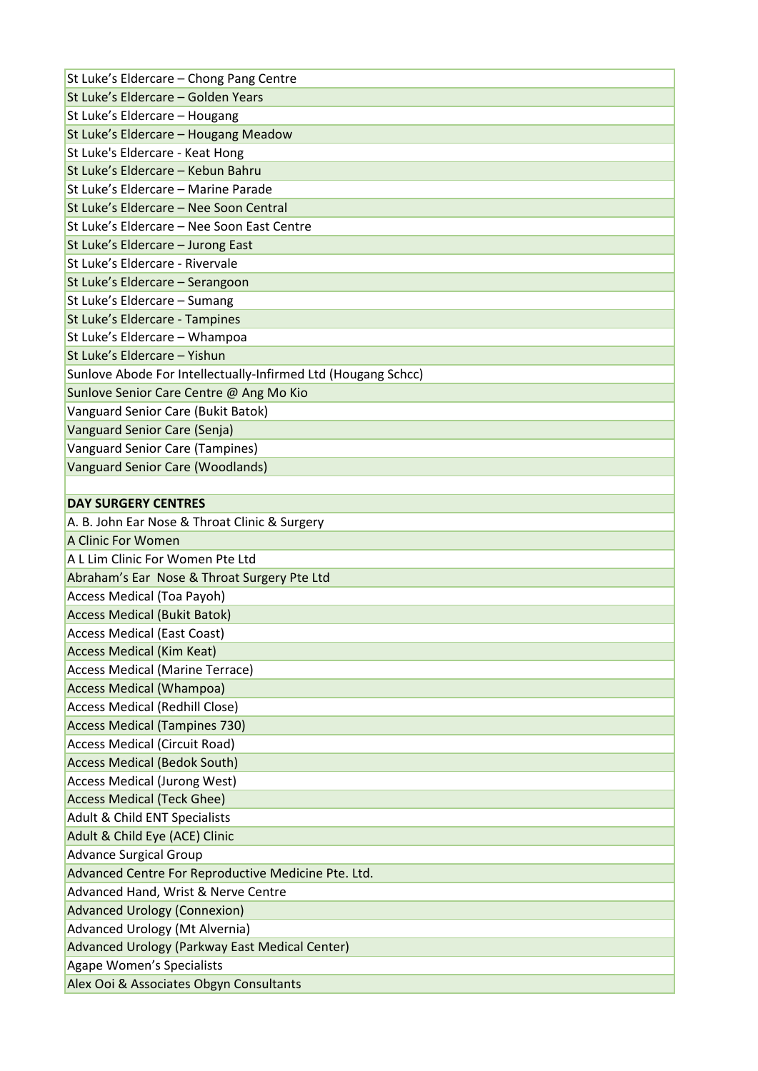| St Luke’s Eldercare – Chong Pang Centre |
|---|
| St Luke’s Eldercare – Golden Years |
| St Luke’s Eldercare – Hougang |
| St Luke’s Eldercare – Hougang Meadow |
| St Luke's Eldercare - Keat Hong |
| St Luke’s Eldercare – Kebun Bahru |
| St Luke’s Eldercare – Marine Parade |
| St Luke’s Eldercare – Nee Soon Central |
| St Luke’s Eldercare – Nee Soon East Centre |
| St Luke’s Eldercare – Jurong East |
| St Luke’s Eldercare - Rivervale |
| St Luke’s Eldercare – Serangoon |
| St Luke’s Eldercare – Sumang |
| St Luke’s Eldercare - Tampines |
| St Luke’s Eldercare – Whampoa |
| St Luke’s Eldercare – Yishun |
| Sunlove Abode For Intellectually-Infirmed Ltd (Hougang Schcc) |
| Sunlove Senior Care Centre @ Ang Mo Kio |
| Vanguard Senior Care (Bukit Batok) |
| Vanguard Senior Care (Senja) |
| Vanguard Senior Care (Tampines) |
| Vanguard Senior Care (Woodlands) |
| |
| **DAY SURGERY CENTRES** |
| A. B. John Ear Nose & Throat Clinic & Surgery |
| A Clinic For Women |
| A L Lim Clinic For Women Pte Ltd |
| Abraham’s Ear  Nose & Throat Surgery Pte Ltd |
| Access Medical (Toa Payoh) |
| Access Medical (Bukit Batok) |
| Access Medical (East Coast) |
| Access Medical (Kim Keat) |
| Access Medical (Marine Terrace) |
| Access Medical (Whampoa) |
| Access Medical (Redhill Close) |
| Access Medical (Tampines 730) |
| Access Medical (Circuit Road) |
| Access Medical (Bedok South) |
| Access Medical (Jurong West) |
| Access Medical (Teck Ghee) |
| Adult & Child ENT Specialists |
| Adult & Child Eye (ACE) Clinic |
| Advance Surgical Group |
| Advanced Centre For Reproductive Medicine Pte. Ltd. |
| Advanced Hand, Wrist & Nerve Centre |
| Advanced Urology (Connexion) |
| Advanced Urology (Mt Alvernia) |
| Advanced Urology (Parkway East Medical Center) |
| Agape Women’s Specialists |
| Alex Ooi & Associates Obgyn Consultants |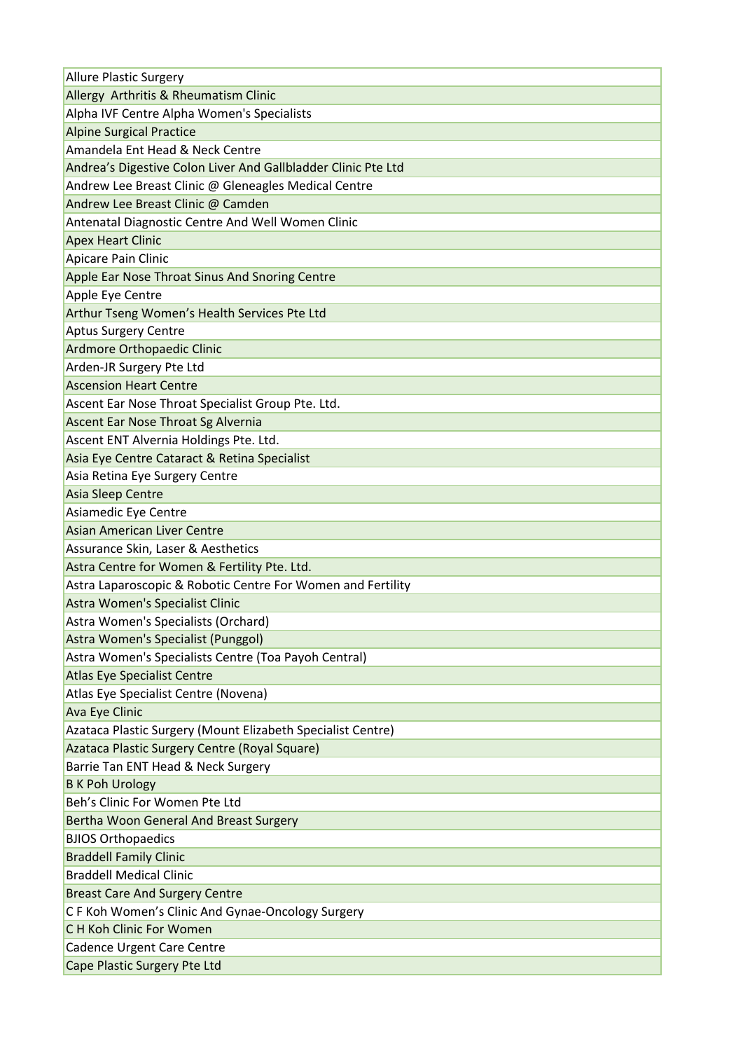| Allure Plastic Surgery |
|---|
| Allergy  Arthritis & Rheumatism Clinic |
| Alpha IVF Centre Alpha Women's Specialists |
| Alpine Surgical Practice |
| Amandela Ent Head & Neck Centre |
| Andrea’s Digestive Colon Liver And Gallbladder Clinic Pte Ltd |
| Andrew Lee Breast Clinic @ Gleneagles Medical Centre |
| Andrew Lee Breast Clinic @ Camden |
| Antenatal Diagnostic Centre And Well Women Clinic |
| Apex Heart Clinic |
| Apicare Pain Clinic |
| Apple Ear Nose Throat Sinus And Snoring Centre |
| Apple Eye Centre |
| Arthur Tseng Women’s Health Services Pte Ltd |
| Aptus Surgery Centre |
| Ardmore Orthopaedic Clinic |
| Arden-JR Surgery Pte Ltd |
| Ascension Heart Centre |
| Ascent Ear Nose Throat Specialist Group Pte. Ltd. |
| Ascent Ear Nose Throat Sg Alvernia |
| Ascent ENT Alvernia Holdings Pte. Ltd. |
| Asia Eye Centre Cataract & Retina Specialist |
| Asia Retina Eye Surgery Centre |
| Asia Sleep Centre |
| Asiamedic Eye Centre |
| Asian American Liver Centre |
| Assurance Skin, Laser & Aesthetics |
| Astra Centre for Women & Fertility Pte. Ltd. |
| Astra Laparoscopic & Robotic Centre For Women and Fertility |
| Astra Women's Specialist Clinic |
| Astra Women's Specialists (Orchard) |
| Astra Women's Specialist (Punggol) |
| Astra Women's Specialists Centre (Toa Payoh Central) |
| Atlas Eye Specialist Centre |
| Atlas Eye Specialist Centre (Novena) |
| Ava Eye Clinic |
| Azataca Plastic Surgery (Mount Elizabeth Specialist Centre) |
| Azataca Plastic Surgery Centre (Royal Square) |
| Barrie Tan ENT Head & Neck Surgery |
| B K Poh Urology |
| Beh’s Clinic For Women Pte Ltd |
| Bertha Woon General And Breast Surgery |
| BJIOS Orthopaedics |
| Braddell Family Clinic |
| Braddell Medical Clinic |
| Breast Care And Surgery Centre |
| C F Koh Women’s Clinic And Gynae-Oncology Surgery |
| C H Koh Clinic For Women |
| Cadence Urgent Care Centre |
| Cape Plastic Surgery Pte Ltd |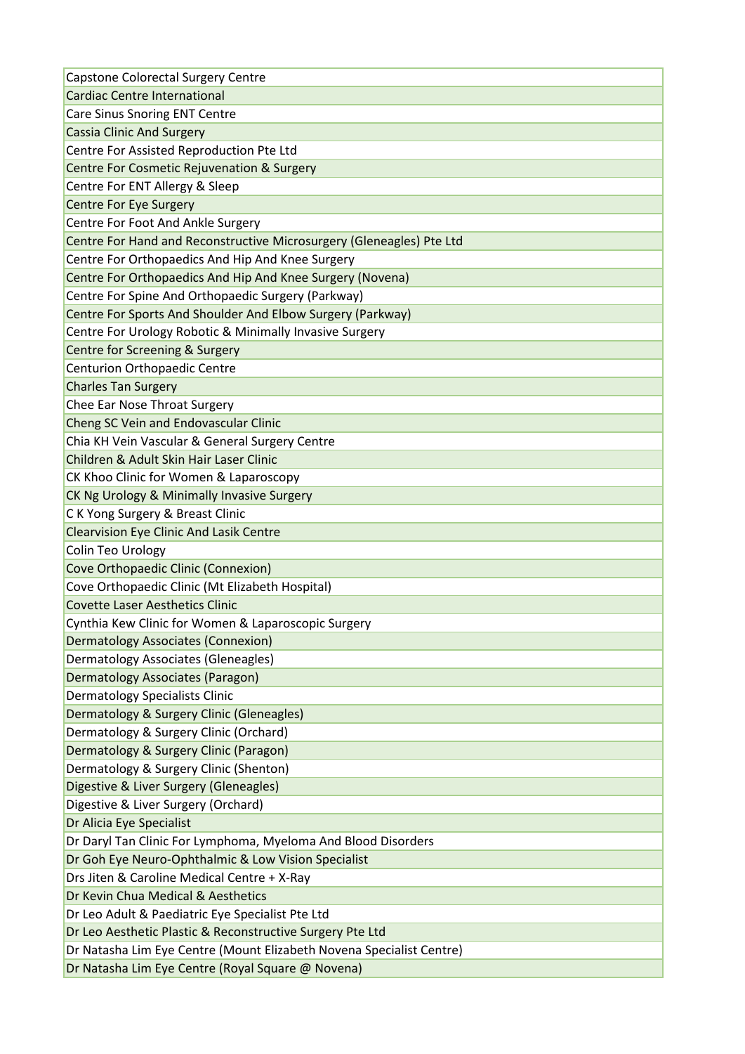| Capstone Colorectal Surgery Centre |
|---|
| Cardiac Centre International |
| Care Sinus Snoring ENT Centre |
| Cassia Clinic And Surgery |
| Centre For Assisted Reproduction Pte Ltd |
| Centre For Cosmetic Rejuvenation & Surgery |
| Centre For ENT Allergy & Sleep |
| Centre For Eye Surgery |
| Centre For Foot And Ankle Surgery |
| Centre For Hand and Reconstructive Microsurgery (Gleneagles) Pte Ltd |
| Centre For Orthopaedics And Hip And Knee Surgery |
| Centre For Orthopaedics And Hip And Knee Surgery (Novena) |
| Centre For Spine And Orthopaedic Surgery (Parkway) |
| Centre For Sports And Shoulder And Elbow Surgery (Parkway) |
| Centre For Urology Robotic & Minimally Invasive Surgery |
| Centre for Screening & Surgery |
| Centurion Orthopaedic Centre |
| Charles Tan Surgery |
| Chee Ear Nose Throat Surgery |
| Cheng SC Vein and Endovascular Clinic |
| Chia KH Vein Vascular & General Surgery Centre |
| Children & Adult Skin Hair Laser Clinic |
| CK Khoo Clinic for Women & Laparoscopy |
| CK Ng Urology & Minimally Invasive Surgery |
| C K Yong Surgery & Breast Clinic |
| Clearvision Eye Clinic And Lasik Centre |
| Colin Teo Urology |
| Cove Orthopaedic Clinic (Connexion) |
| Cove Orthopaedic Clinic (Mt Elizabeth Hospital) |
| Covette Laser Aesthetics Clinic |
| Cynthia Kew Clinic for Women & Laparoscopic Surgery |
| Dermatology Associates (Connexion) |
| Dermatology Associates (Gleneagles) |
| Dermatology Associates (Paragon) |
| Dermatology Specialists Clinic |
| Dermatology & Surgery Clinic (Gleneagles) |
| Dermatology & Surgery Clinic (Orchard) |
| Dermatology & Surgery Clinic (Paragon) |
| Dermatology & Surgery Clinic (Shenton) |
| Digestive & Liver Surgery (Gleneagles) |
| Digestive & Liver Surgery (Orchard) |
| Dr Alicia Eye Specialist |
| Dr Daryl Tan Clinic For Lymphoma, Myeloma And Blood Disorders |
| Dr Goh Eye Neuro-Ophthalmic & Low Vision Specialist |
| Drs Jiten & Caroline Medical Centre + X-Ray |
| Dr Kevin Chua Medical & Aesthetics |
| Dr Leo Adult & Paediatric Eye Specialist Pte Ltd |
| Dr Leo Aesthetic Plastic & Reconstructive Surgery Pte Ltd |
| Dr Natasha Lim Eye Centre (Mount Elizabeth Novena Specialist Centre) |
| Dr Natasha Lim Eye Centre (Royal Square @ Novena) |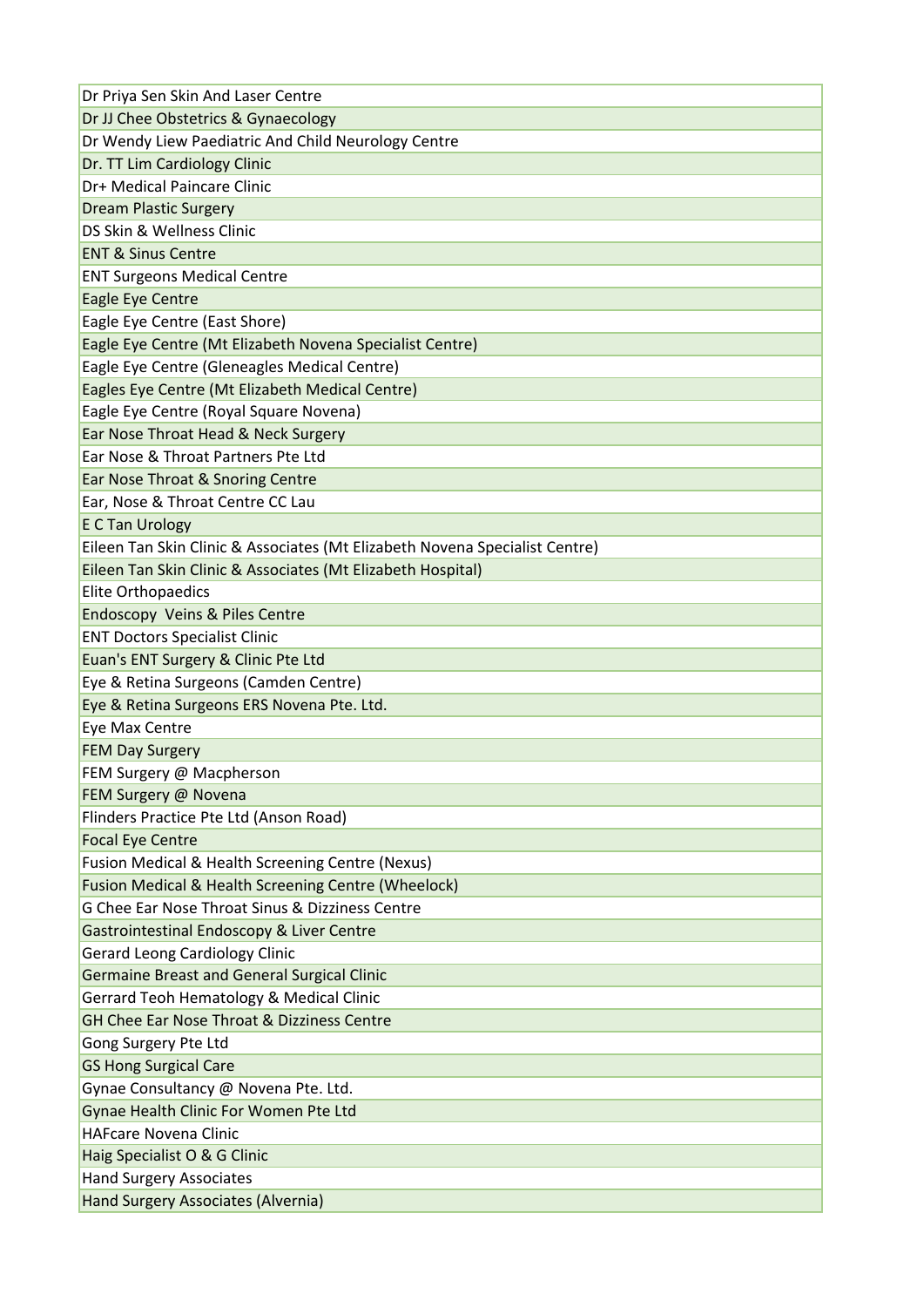| Dr Priya Sen Skin And Laser Centre |
|---|
| Dr JJ Chee Obstetrics & Gynaecology |
| Dr Wendy Liew Paediatric And Child Neurology Centre |
| Dr. TT Lim Cardiology Clinic |
| Dr+ Medical Paincare Clinic |
| Dream Plastic Surgery |
| DS Skin & Wellness Clinic |
| ENT & Sinus Centre |
| ENT Surgeons Medical Centre |
| Eagle Eye Centre |
| Eagle Eye Centre (East Shore) |
| Eagle Eye Centre (Mt Elizabeth Novena Specialist Centre) |
| Eagle Eye Centre (Gleneagles Medical Centre) |
| Eagles Eye Centre (Mt Elizabeth Medical Centre) |
| Eagle Eye Centre (Royal Square Novena) |
| Ear Nose Throat Head & Neck Surgery |
| Ear Nose & Throat Partners Pte Ltd |
| Ear Nose Throat & Snoring Centre |
| Ear, Nose & Throat Centre CC Lau |
| E C Tan Urology |
| Eileen Tan Skin Clinic & Associates (Mt Elizabeth Novena Specialist Centre) |
| Eileen Tan Skin Clinic & Associates (Mt Elizabeth Hospital) |
| Elite Orthopaedics |
| Endoscopy Veins & Piles Centre |
| ENT Doctors Specialist Clinic |
| Euan's ENT Surgery & Clinic Pte Ltd |
| Eye & Retina Surgeons (Camden Centre) |
| Eye & Retina Surgeons ERS Novena Pte. Ltd. |
| Eye Max Centre |
| FEM Day Surgery |
| FEM Surgery @ Macpherson |
| FEM Surgery @ Novena |
| Flinders Practice Pte Ltd (Anson Road) |
| Focal Eye Centre |
| Fusion Medical & Health Screening Centre (Nexus) |
| Fusion Medical & Health Screening Centre (Wheelock) |
| G Chee Ear Nose Throat Sinus & Dizziness Centre |
| Gastrointestinal Endoscopy & Liver Centre |
| Gerard Leong Cardiology Clinic |
| Germaine Breast and General Surgical Clinic |
| Gerrard Teoh Hematology & Medical Clinic |
| GH Chee Ear Nose Throat & Dizziness Centre |
| Gong Surgery Pte Ltd |
| GS Hong Surgical Care |
| Gynae Consultancy @ Novena Pte. Ltd. |
| Gynae Health Clinic For Women Pte Ltd |
| HAFcare Novena Clinic |
| Haig Specialist O & G Clinic |
| Hand Surgery Associates |
| Hand Surgery Associates (Alvernia) |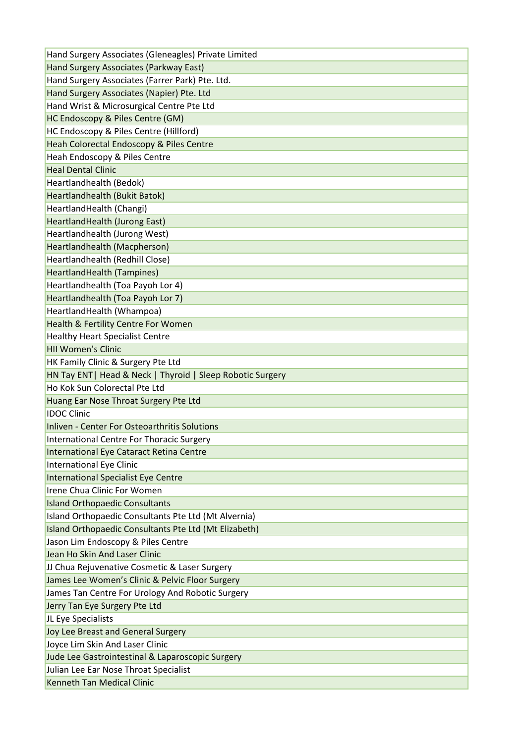Hand Surgery Associates (Gleneagles) Private Limited

Hand Surgery Associates (Parkway East)

Hand Surgery Associates (Farrer Park) Pte. Ltd.

Hand Surgery Associates (Napier) Pte. Ltd

Hand Wrist & Microsurgical Centre Pte Ltd

HC Endoscopy & Piles Centre (GM)

HC Endoscopy & Piles Centre (Hillford)

Heah Colorectal Endoscopy & Piles Centre

Heah Endoscopy & Piles Centre

Heal Dental Clinic

Heartlandhealth (Bedok)

Heartlandhealth (Bukit Batok)

HeartlandHealth (Changi)

HeartlandHealth (Jurong East)

Heartlandhealth (Jurong West)

Heartlandhealth (Macpherson)

Heartlandhealth (Redhill Close)

HeartlandHealth (Tampines)

Heartlandhealth (Toa Payoh Lor 4)

Heartlandhealth (Toa Payoh Lor 7)

HeartlandHealth (Whampoa)

Health & Fertility Centre For Women

Healthy Heart Specialist Centre

HII Women's Clinic

HK Family Clinic & Surgery Pte Ltd

HN Tay ENT| Head & Neck | Thyroid | Sleep Robotic Surgery

Ho Kok Sun Colorectal Pte Ltd

Huang Ear Nose Throat Surgery Pte Ltd

IDOC Clinic

Inliven - Center For Osteoarthritis Solutions

International Centre For Thoracic Surgery

International Eye Cataract Retina Centre

International Eye Clinic

International Specialist Eye Centre

Irene Chua Clinic For Women

Island Orthopaedic Consultants

Island Orthopaedic Consultants Pte Ltd (Mt Alvernia)

Island Orthopaedic Consultants Pte Ltd (Mt Elizabeth)

Jason Lim Endoscopy & Piles Centre

Jean Ho Skin And Laser Clinic

JJ Chua Rejuvenative Cosmetic & Laser Surgery

James Lee Women's Clinic & Pelvic Floor Surgery

James Tan Centre For Urology And Robotic Surgery

Jerry Tan Eye Surgery Pte Ltd

JL Eye Specialists

Joy Lee Breast and General Surgery

Joyce Lim Skin And Laser Clinic

Jude Lee Gastrointestinal & Laparoscopic Surgery

Julian Lee Ear Nose Throat Specialist

Kenneth Tan Medical Clinic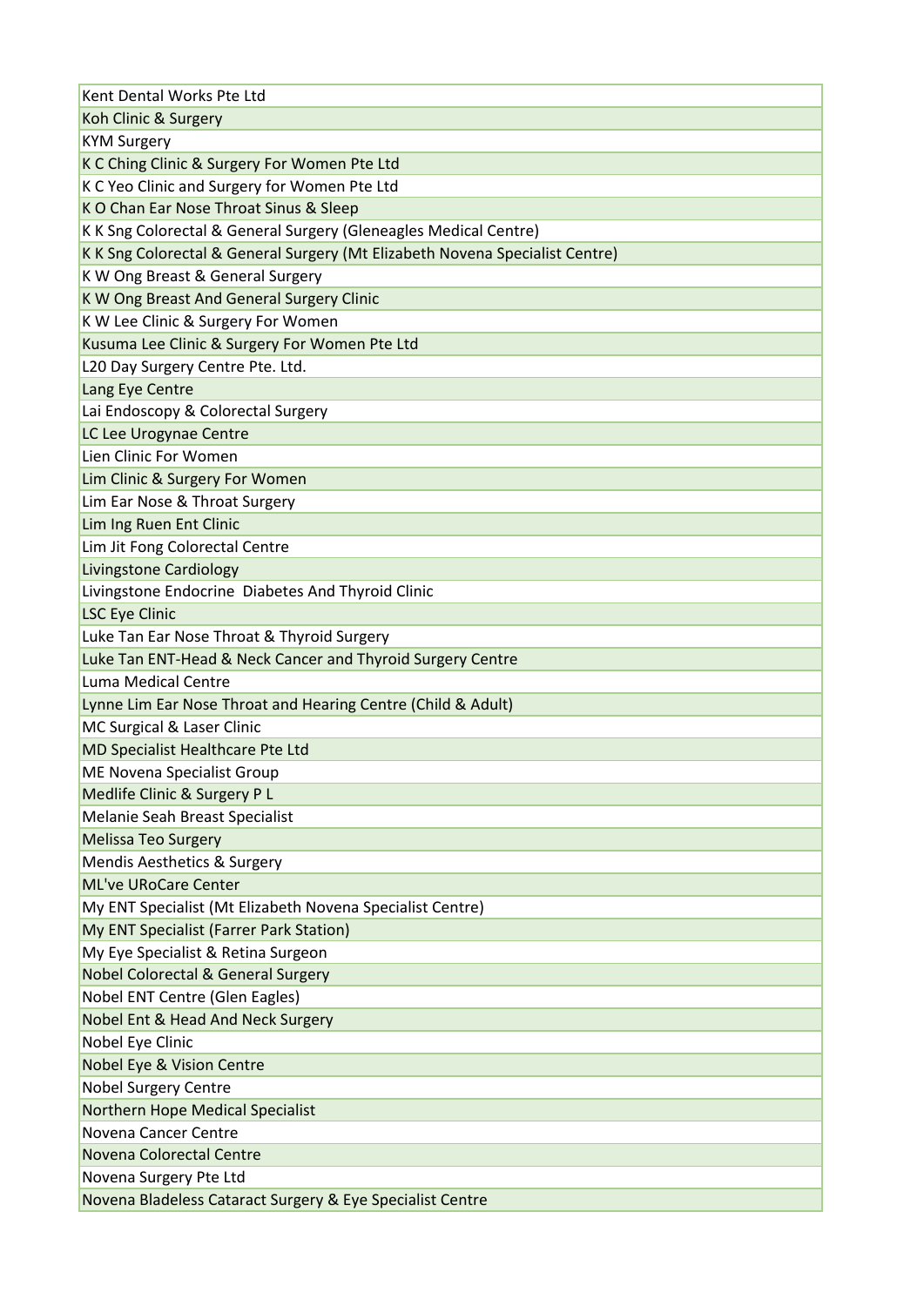| Kent Dental Works Pte Ltd |
|---|
| Koh Clinic & Surgery |
| KYM Surgery |
| K C Ching Clinic & Surgery For Women Pte Ltd |
| K C Yeo Clinic and Surgery for Women Pte Ltd |
| K O Chan Ear Nose Throat Sinus & Sleep |
| K K Sng Colorectal & General Surgery (Gleneagles Medical Centre) |
| K K Sng Colorectal & General Surgery (Mt Elizabeth Novena Specialist Centre) |
| K W Ong Breast & General Surgery |
| K W Ong Breast And General Surgery Clinic |
| K W Lee Clinic & Surgery For Women |
| Kusuma Lee Clinic & Surgery For Women Pte Ltd |
| L20 Day Surgery Centre Pte. Ltd. |
| Lang Eye Centre |
| Lai Endoscopy & Colorectal Surgery |
| LC Lee Urogynae Centre |
| Lien Clinic For Women |
| Lim Clinic & Surgery For Women |
| Lim Ear Nose & Throat Surgery |
| Lim Ing Ruen Ent Clinic |
| Lim Jit Fong Colorectal Centre |
| Livingstone Cardiology |
| Livingstone Endocrine Diabetes And Thyroid Clinic |
| LSC Eye Clinic |
| Luke Tan Ear Nose Throat & Thyroid Surgery |
| Luke Tan ENT-Head & Neck Cancer and Thyroid Surgery Centre |
| Luma Medical Centre |
| Lynne Lim Ear Nose Throat and Hearing Centre (Child & Adult) |
| MC Surgical & Laser Clinic |
| MD Specialist Healthcare Pte Ltd |
| ME Novena Specialist Group |
| Medlife Clinic & Surgery P L |
| Melanie Seah Breast Specialist |
| Melissa Teo Surgery |
| Mendis Aesthetics & Surgery |
| ML've URoCare Center |
| My ENT Specialist (Mt Elizabeth Novena Specialist Centre) |
| My ENT Specialist (Farrer Park Station) |
| My Eye Specialist & Retina Surgeon |
| Nobel Colorectal & General Surgery |
| Nobel ENT Centre (Glen Eagles) |
| Nobel Ent & Head And Neck Surgery |
| Nobel Eye Clinic |
| Nobel Eye & Vision Centre |
| Nobel Surgery Centre |
| Northern Hope Medical Specialist |
| Novena Cancer Centre |
| Novena Colorectal Centre |
| Novena Surgery Pte Ltd |
| Novena Bladeless Cataract Surgery & Eye Specialist Centre |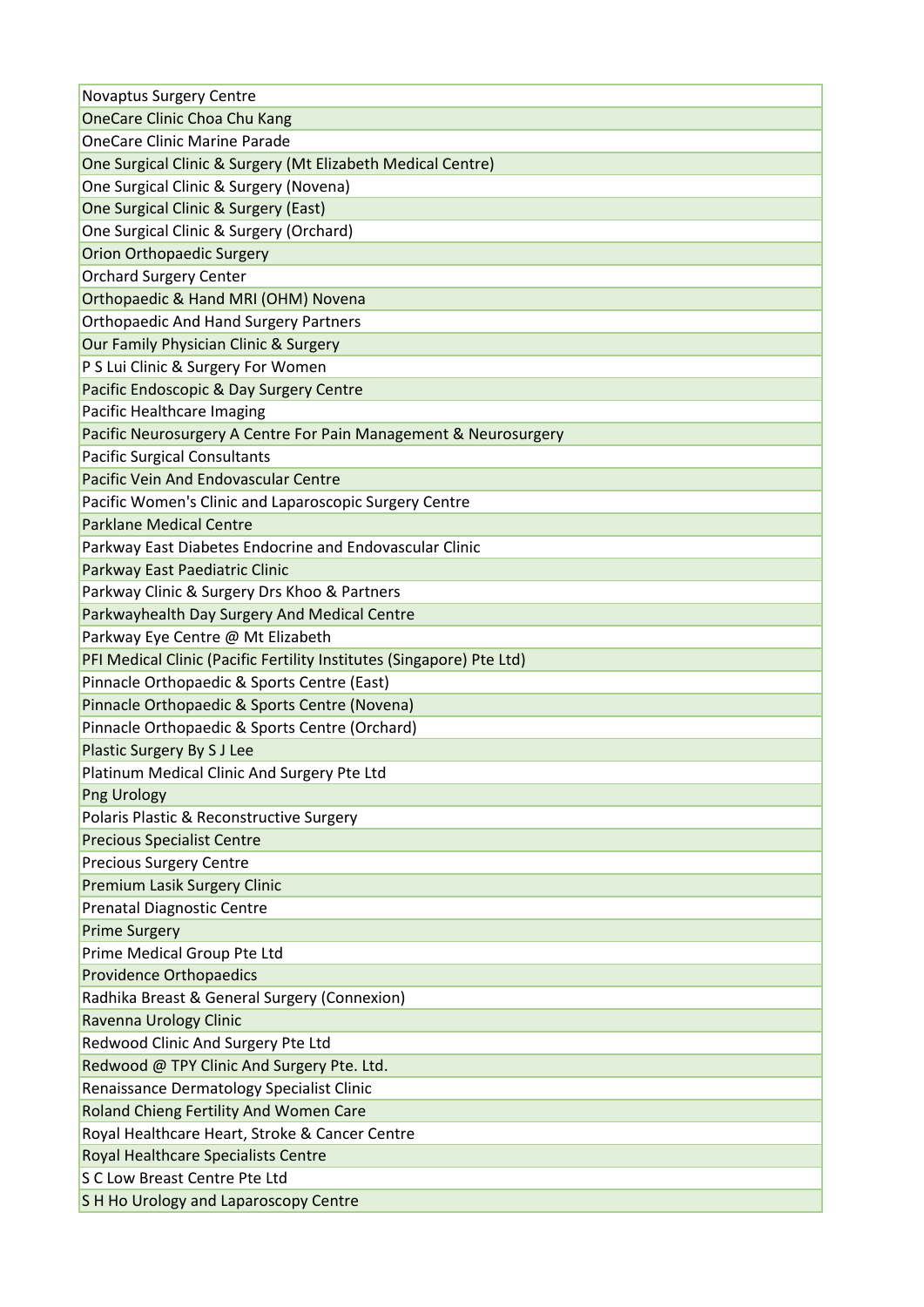| Novaptus Surgery Centre |
| --- |
| OneCare Clinic Choa Chu Kang |
| OneCare Clinic Marine Parade |
| One Surgical Clinic & Surgery (Mt Elizabeth Medical Centre) |
| One Surgical Clinic & Surgery (Novena) |
| One Surgical Clinic & Surgery (East) |
| One Surgical Clinic & Surgery (Orchard) |
| Orion Orthopaedic Surgery |
| Orchard Surgery Center |
| Orthopaedic & Hand MRI (OHM) Novena |
| Orthopaedic And Hand Surgery Partners |
| Our Family Physician Clinic & Surgery |
| P S Lui Clinic & Surgery For Women |
| Pacific Endoscopic & Day Surgery Centre |
| Pacific Healthcare Imaging |
| Pacific Neurosurgery A Centre For Pain Management & Neurosurgery |
| Pacific Surgical Consultants |
| Pacific Vein And Endovascular Centre |
| Pacific Women's Clinic and Laparoscopic Surgery Centre |
| Parklane Medical Centre |
| Parkway East Diabetes Endocrine and Endovascular Clinic |
| Parkway East Paediatric Clinic |
| Parkway Clinic & Surgery Drs Khoo & Partners |
| Parkwayhealth Day Surgery And Medical Centre |
| Parkway Eye Centre @ Mt Elizabeth |
| PFI Medical Clinic (Pacific Fertility Institutes (Singapore) Pte Ltd) |
| Pinnacle Orthopaedic & Sports Centre (East) |
| Pinnacle Orthopaedic & Sports Centre (Novena) |
| Pinnacle Orthopaedic & Sports Centre (Orchard) |
| Plastic Surgery By S J Lee |
| Platinum Medical Clinic And Surgery Pte Ltd |
| Png Urology |
| Polaris Plastic & Reconstructive Surgery |
| Precious Specialist Centre |
| Precious Surgery Centre |
| Premium Lasik Surgery Clinic |
| Prenatal Diagnostic Centre |
| Prime Surgery |
| Prime Medical Group Pte Ltd |
| Providence Orthopaedics |
| Radhika Breast & General Surgery (Connexion) |
| Ravenna Urology Clinic |
| Redwood Clinic And Surgery Pte Ltd |
| Redwood @ TPY Clinic And Surgery Pte. Ltd. |
| Renaissance Dermatology Specialist Clinic |
| Roland Chieng Fertility And Women Care |
| Royal Healthcare Heart, Stroke & Cancer Centre |
| Royal Healthcare Specialists Centre |
| S C Low Breast Centre Pte Ltd |
| S H Ho Urology and Laparoscopy Centre |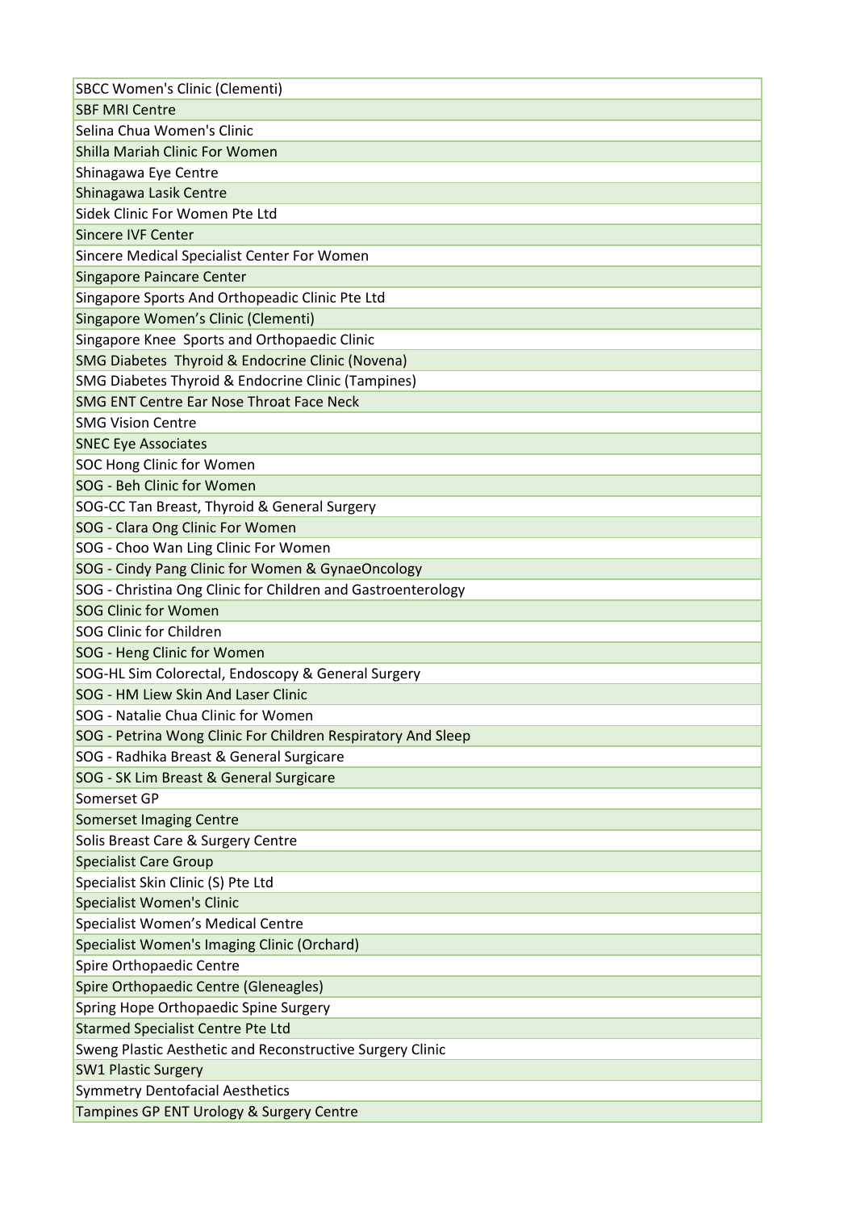| SBCC Women's Clinic (Clementi) |
|---|
| SBF MRI Centre |
| Selina Chua Women's Clinic |
| Shilla Mariah Clinic For Women |
| Shinagawa Eye Centre |
| Shinagawa Lasik Centre |
| Sidek Clinic For Women Pte Ltd |
| Sincere IVF Center |
| Sincere Medical Specialist Center For Women |
| Singapore Paincare Center |
| Singapore Sports And Orthopeadic Clinic Pte Ltd |
| Singapore Women's Clinic (Clementi) |
| Singapore Knee  Sports and Orthopaedic Clinic |
| SMG Diabetes  Thyroid & Endocrine Clinic (Novena) |
| SMG Diabetes Thyroid & Endocrine Clinic (Tampines) |
| SMG ENT Centre Ear Nose Throat Face Neck |
| SMG Vision Centre |
| SNEC Eye Associates |
| SOC Hong Clinic for Women |
| SOG - Beh Clinic for Women |
| SOG-CC Tan Breast, Thyroid & General Surgery |
| SOG - Clara Ong Clinic For Women |
| SOG - Choo Wan Ling Clinic For Women |
| SOG - Cindy Pang Clinic for Women & GynaeOncology |
| SOG - Christina Ong Clinic for Children and Gastroenterology |
| SOG Clinic for Women |
| SOG Clinic for Children |
| SOG - Heng Clinic for Women |
| SOG-HL Sim Colorectal, Endoscopy & General Surgery |
| SOG - HM Liew Skin And Laser Clinic |
| SOG - Natalie Chua Clinic for Women |
| SOG - Petrina Wong Clinic For Children Respiratory And Sleep |
| SOG - Radhika Breast & General Surgicare |
| SOG - SK Lim Breast & General Surgicare |
| Somerset GP |
| Somerset Imaging Centre |
| Solis Breast Care & Surgery Centre |
| Specialist Care Group |
| Specialist Skin Clinic (S) Pte Ltd |
| Specialist Women's Clinic |
| Specialist Women's Medical Centre |
| Specialist Women's Imaging Clinic (Orchard) |
| Spire Orthopaedic Centre |
| Spire Orthopaedic Centre (Gleneagles) |
| Spring Hope Orthopaedic Spine Surgery |
| Starmed Specialist Centre Pte Ltd |
| Sweng Plastic Aesthetic and Reconstructive Surgery Clinic |
| SW1 Plastic Surgery |
| Symmetry Dentofacial Aesthetics |
| Tampines GP ENT Urology & Surgery Centre |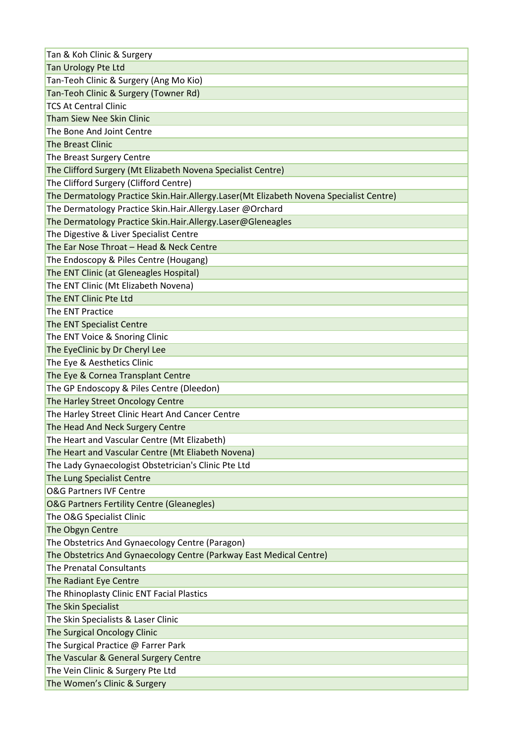| Tan & Koh Clinic & Surgery |
|---|
| Tan Urology Pte Ltd |
| Tan-Teoh Clinic & Surgery (Ang Mo Kio) |
| Tan-Teoh Clinic & Surgery (Towner Rd) |
| TCS At Central Clinic |
| Tham Siew Nee Skin Clinic |
| The Bone And Joint Centre |
| The Breast Clinic |
| The Breast Surgery Centre |
| The Clifford Surgery (Mt Elizabeth Novena Specialist Centre) |
| The Clifford Surgery (Clifford Centre) |
| The Dermatology Practice Skin.Hair.Allergy.Laser(Mt Elizabeth Novena Specialist Centre) |
| The Dermatology Practice Skin.Hair.Allergy.Laser @Orchard |
| The Dermatology Practice Skin.Hair.Allergy.Laser@Gleneagles |
| The Digestive & Liver Specialist Centre |
| The Ear Nose Throat – Head & Neck Centre |
| The Endoscopy & Piles Centre (Hougang) |
| The ENT Clinic (at Gleneagles Hospital) |
| The ENT Clinic (Mt Elizabeth Novena) |
| The ENT Clinic Pte Ltd |
| The ENT Practice |
| The ENT Specialist Centre |
| The ENT Voice & Snoring Clinic |
| The EyeClinic by Dr Cheryl Lee |
| The Eye & Aesthetics Clinic |
| The Eye & Cornea Transplant Centre |
| The GP Endoscopy & Piles Centre (Dleedon) |
| The Harley Street Oncology Centre |
| The Harley Street Clinic Heart And Cancer Centre |
| The Head And Neck Surgery Centre |
| The Heart and Vascular Centre (Mt Elizabeth) |
| The Heart and Vascular Centre (Mt Eliabeth Novena) |
| The Lady Gynaecologist Obstetrician's Clinic Pte Ltd |
| The Lung Specialist Centre |
| O&G Partners IVF Centre |
| O&G Partners Fertility Centre (Gleanegles) |
| The O&G Specialist Clinic |
| The Obgyn Centre |
| The Obstetrics And Gynaecology Centre (Paragon) |
| The Obstetrics And Gynaecology Centre (Parkway East Medical Centre) |
| The Prenatal Consultants |
| The Radiant Eye Centre |
| The Rhinoplasty Clinic ENT Facial Plastics |
| The Skin Specialist |
| The Skin Specialists & Laser Clinic |
| The Surgical Oncology Clinic |
| The Surgical Practice @ Farrer Park |
| The Vascular & General Surgery Centre |
| The Vein Clinic & Surgery Pte Ltd |
| The Women's Clinic & Surgery |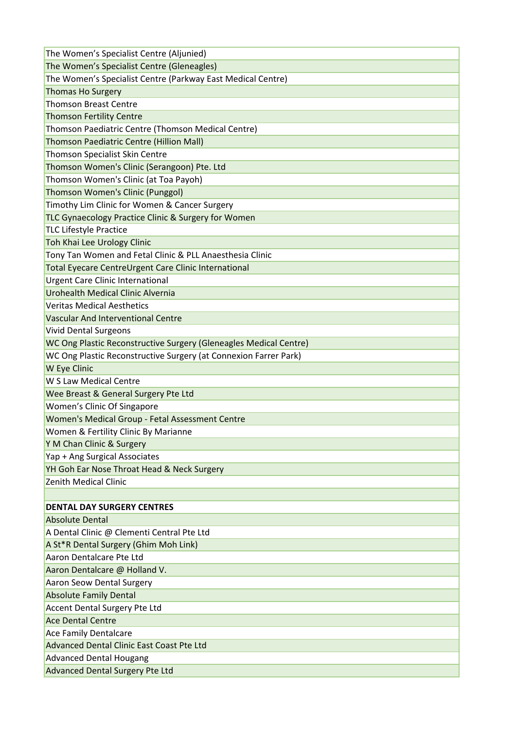| The Women's Specialist Centre (Aljunied) |
|---|
| The Women's Specialist Centre (Gleneagles) |
| The Women's Specialist Centre (Parkway East Medical Centre) |
| Thomas Ho Surgery |
| Thomson Breast Centre |
| Thomson Fertility Centre |
| Thomson Paediatric Centre (Thomson Medical Centre) |
| Thomson Paediatric Centre (Hillion Mall) |
| Thomson Specialist Skin Centre |
| Thomson Women's Clinic (Serangoon) Pte. Ltd |
| Thomson Women's Clinic (at Toa Payoh) |
| Thomson Women's Clinic (Punggol) |
| Timothy Lim Clinic for Women & Cancer Surgery |
| TLC Gynaecology Practice Clinic & Surgery for Women |
| TLC Lifestyle Practice |
| Toh Khai Lee Urology Clinic |
| Tony Tan Women and Fetal Clinic & PLL Anaesthesia Clinic |
| Total Eyecare CentreUrgent Care Clinic International |
| Urgent Care Clinic International |
| Urohealth Medical Clinic Alvernia |
| Veritas Medical Aesthetics |
| Vascular And Interventional Centre |
| Vivid Dental Surgeons |
| WC Ong Plastic Reconstructive Surgery (Gleneagles Medical Centre) |
| WC Ong Plastic Reconstructive Surgery (at Connexion Farrer Park) |
| W Eye Clinic |
| W S Law Medical Centre |
| Wee Breast & General Surgery Pte Ltd |
| Women's Clinic Of Singapore |
| Women's Medical Group - Fetal Assessment Centre |
| Women & Fertility Clinic By Marianne |
| Y M Chan Clinic & Surgery |
| Yap + Ang Surgical Associates |
| YH Goh Ear Nose Throat Head & Neck Surgery |
| Zenith Medical Clinic |
| |
| **DENTAL DAY SURGERY CENTRES** |
| Absolute Dental |
| A Dental Clinic @ Clementi Central Pte Ltd |
| A St*R Dental Surgery (Ghim Moh Link) |
| Aaron Dentalcare Pte Ltd |
| Aaron Dentalcare @ Holland V. |
| Aaron Seow Dental Surgery |
| Absolute Family Dental |
| Accent Dental Surgery Pte Ltd |
| Ace Dental Centre |
| Ace Family Dentalcare |
| Advanced Dental Clinic East Coast Pte Ltd |
| Advanced Dental Hougang |
| Advanced Dental Surgery Pte Ltd |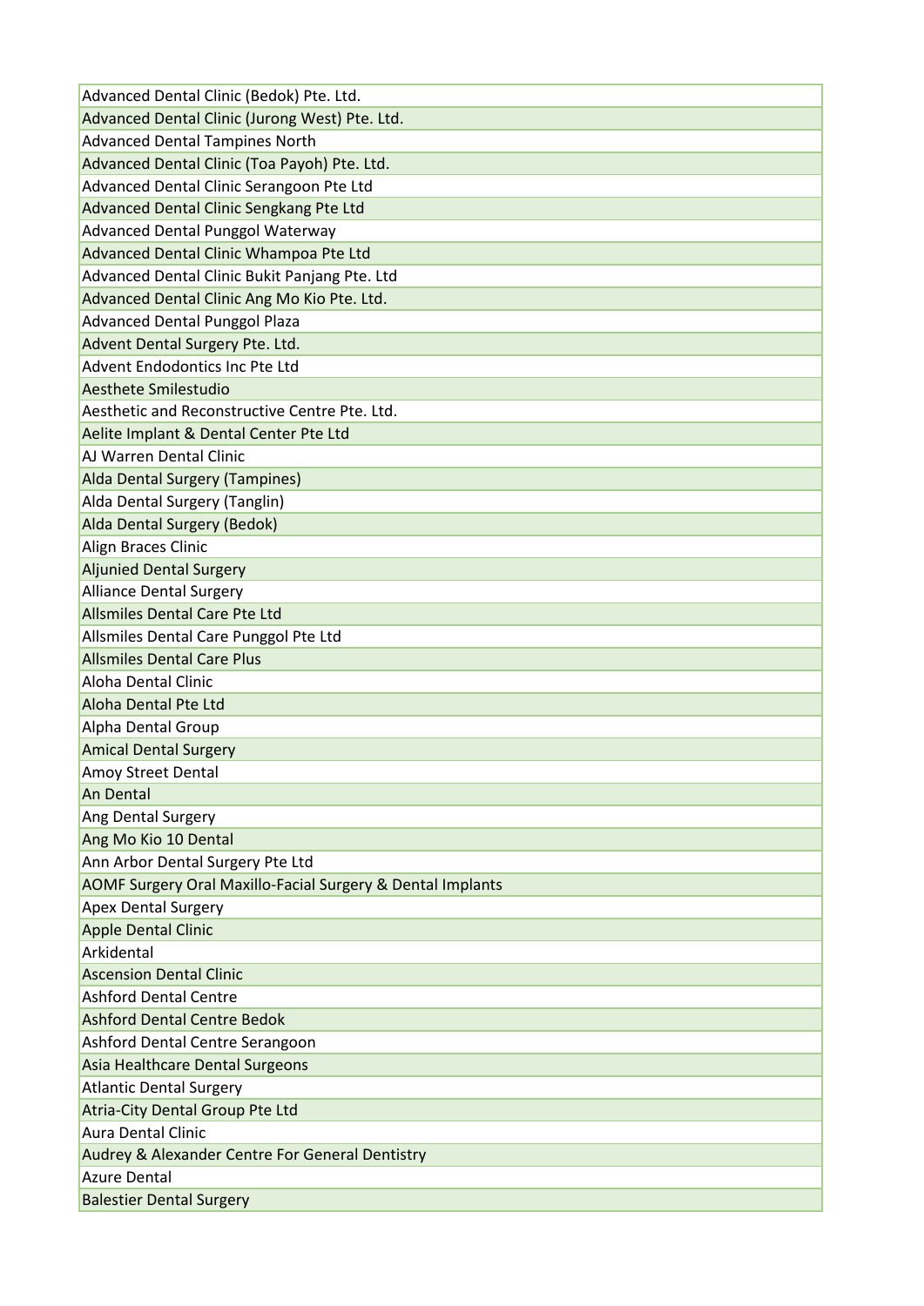| Advanced Dental Clinic (Bedok) Pte. Ltd. |
|---|
| Advanced Dental Clinic (Jurong West) Pte. Ltd. |
| Advanced Dental Tampines North |
| Advanced Dental Clinic (Toa Payoh) Pte. Ltd. |
| Advanced Dental Clinic Serangoon Pte Ltd |
| Advanced Dental Clinic Sengkang Pte Ltd |
| Advanced Dental Punggol Waterway |
| Advanced Dental Clinic Whampoa Pte Ltd |
| Advanced Dental Clinic Bukit Panjang Pte. Ltd |
| Advanced Dental Clinic Ang Mo Kio Pte. Ltd. |
| Advanced Dental Punggol Plaza |
| Advent Dental Surgery Pte. Ltd. |
| Advent Endodontics Inc Pte Ltd |
| Aesthete Smilestudio |
| Aesthetic and Reconstructive Centre Pte. Ltd. |
| Aelite Implant & Dental Center Pte Ltd |
| AJ Warren Dental Clinic |
| Alda Dental Surgery (Tampines) |
| Alda Dental Surgery (Tanglin) |
| Alda Dental Surgery (Bedok) |
| Align Braces Clinic |
| Aljunied Dental Surgery |
| Alliance Dental Surgery |
| Allsmiles Dental Care Pte Ltd |
| Allsmiles Dental Care Punggol Pte Ltd |
| Allsmiles Dental Care Plus |
| Aloha Dental Clinic |
| Aloha Dental Pte Ltd |
| Alpha Dental Group |
| Amical Dental Surgery |
| Amoy Street Dental |
| An Dental |
| Ang Dental Surgery |
| Ang Mo Kio 10 Dental |
| Ann Arbor Dental Surgery Pte Ltd |
| AOMF Surgery Oral Maxillo-Facial Surgery & Dental Implants |
| Apex Dental Surgery |
| Apple Dental Clinic |
| Arkidental |
| Ascension Dental Clinic |
| Ashford Dental Centre |
| Ashford Dental Centre Bedok |
| Ashford Dental Centre Serangoon |
| Asia Healthcare Dental Surgeons |
| Atlantic Dental Surgery |
| Atria-City Dental Group Pte Ltd |
| Aura Dental Clinic |
| Audrey & Alexander Centre For General Dentistry |
| Azure Dental |
| Balestier Dental Surgery |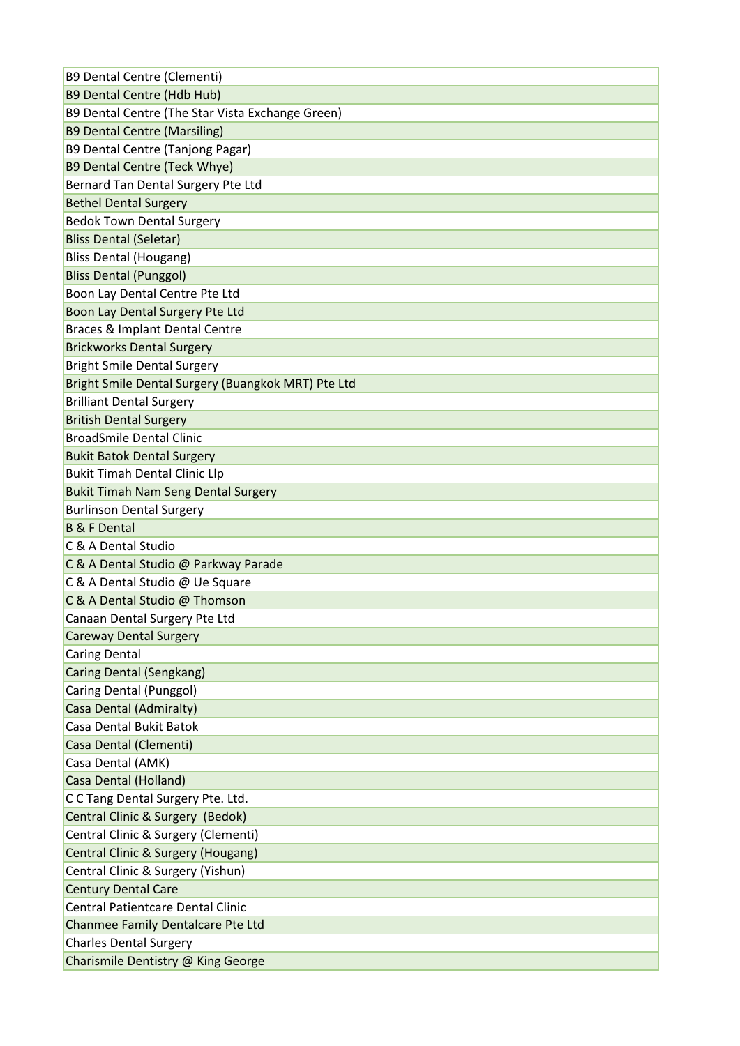| B9 Dental Centre (Clementi) |
|---|
| B9 Dental Centre (Hdb Hub) |
| B9 Dental Centre (The Star Vista Exchange Green) |
| B9 Dental Centre (Marsiling) |
| B9 Dental Centre (Tanjong Pagar) |
| B9 Dental Centre (Teck Whye) |
| Bernard Tan Dental Surgery Pte Ltd |
| Bethel Dental Surgery |
| Bedok Town Dental Surgery |
| Bliss Dental (Seletar) |
| Bliss Dental (Hougang) |
| Bliss Dental (Punggol) |
| Boon Lay Dental Centre Pte Ltd |
| Boon Lay Dental Surgery Pte Ltd |
| Braces & Implant Dental Centre |
| Brickworks Dental Surgery |
| Bright Smile Dental Surgery |
| Bright Smile Dental Surgery (Buangkok MRT) Pte Ltd |
| Brilliant Dental Surgery |
| British Dental Surgery |
| BroadSmile Dental Clinic |
| Bukit Batok Dental Surgery |
| Bukit Timah Dental Clinic Llp |
| Bukit Timah Nam Seng Dental Surgery |
| Burlinson Dental Surgery |
| B & F Dental |
| C & A Dental Studio |
| C & A Dental Studio @ Parkway Parade |
| C & A Dental Studio @ Ue Square |
| C & A Dental Studio @ Thomson |
| Canaan Dental Surgery Pte Ltd |
| Careway Dental Surgery |
| Caring Dental |
| Caring Dental (Sengkang) |
| Caring Dental (Punggol) |
| Casa Dental (Admiralty) |
| Casa Dental Bukit Batok |
| Casa Dental (Clementi) |
| Casa Dental (AMK) |
| Casa Dental (Holland) |
| C C Tang Dental Surgery Pte. Ltd. |
| Central Clinic & Surgery (Bedok) |
| Central Clinic & Surgery (Clementi) |
| Central Clinic & Surgery (Hougang) |
| Central Clinic & Surgery (Yishun) |
| Century Dental Care |
| Central Patientcare Dental Clinic |
| Chanmee Family Dentalcare Pte Ltd |
| Charles Dental Surgery |
| Charismile Dentistry @ King George |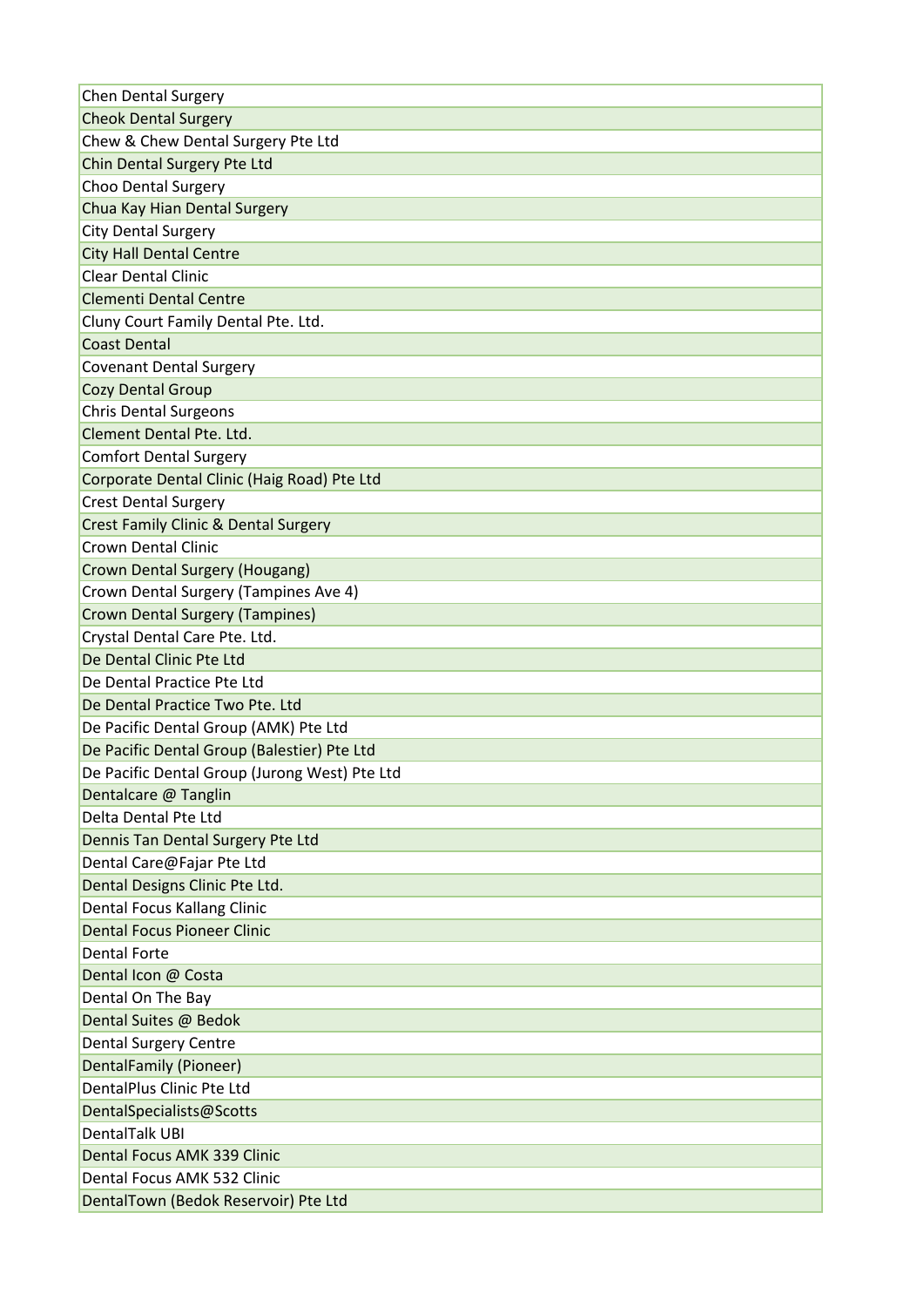| Chen Dental Surgery |
|---|
| Cheok Dental Surgery |
| Chew & Chew Dental Surgery Pte Ltd |
| Chin Dental Surgery Pte Ltd |
| Choo Dental Surgery |
| Chua Kay Hian Dental Surgery |
| City Dental Surgery |
| City Hall Dental Centre |
| Clear Dental Clinic |
| Clementi Dental Centre |
| Cluny Court Family Dental Pte. Ltd. |
| Coast Dental |
| Covenant Dental Surgery |
| Cozy Dental Group |
| Chris Dental Surgeons |
| Clement Dental Pte. Ltd. |
| Comfort Dental Surgery |
| Corporate Dental Clinic (Haig Road) Pte Ltd |
| Crest Dental Surgery |
| Crest Family Clinic & Dental Surgery |
| Crown Dental Clinic |
| Crown Dental Surgery (Hougang) |
| Crown Dental Surgery (Tampines Ave 4) |
| Crown Dental Surgery (Tampines) |
| Crystal Dental Care Pte. Ltd. |
| De Dental Clinic Pte Ltd |
| De Dental Practice Pte Ltd |
| De Dental Practice Two Pte. Ltd |
| De Pacific Dental Group (AMK) Pte Ltd |
| De Pacific Dental Group (Balestier) Pte Ltd |
| De Pacific Dental Group (Jurong West) Pte Ltd |
| Dentalcare @ Tanglin |
| Delta Dental Pte Ltd |
| Dennis Tan Dental Surgery Pte Ltd |
| Dental Care@Fajar Pte Ltd |
| Dental Designs Clinic Pte Ltd. |
| Dental Focus Kallang Clinic |
| Dental Focus Pioneer Clinic |
| Dental Forte |
| Dental Icon @ Costa |
| Dental On The Bay |
| Dental Suites @ Bedok |
| Dental Surgery Centre |
| DentalFamily (Pioneer) |
| DentalPlus Clinic Pte Ltd |
| DentalSpecialists@Scotts |
| DentalTalk UBI |
| Dental Focus AMK 339 Clinic |
| Dental Focus AMK 532 Clinic |
| DentalTown (Bedok Reservoir) Pte Ltd |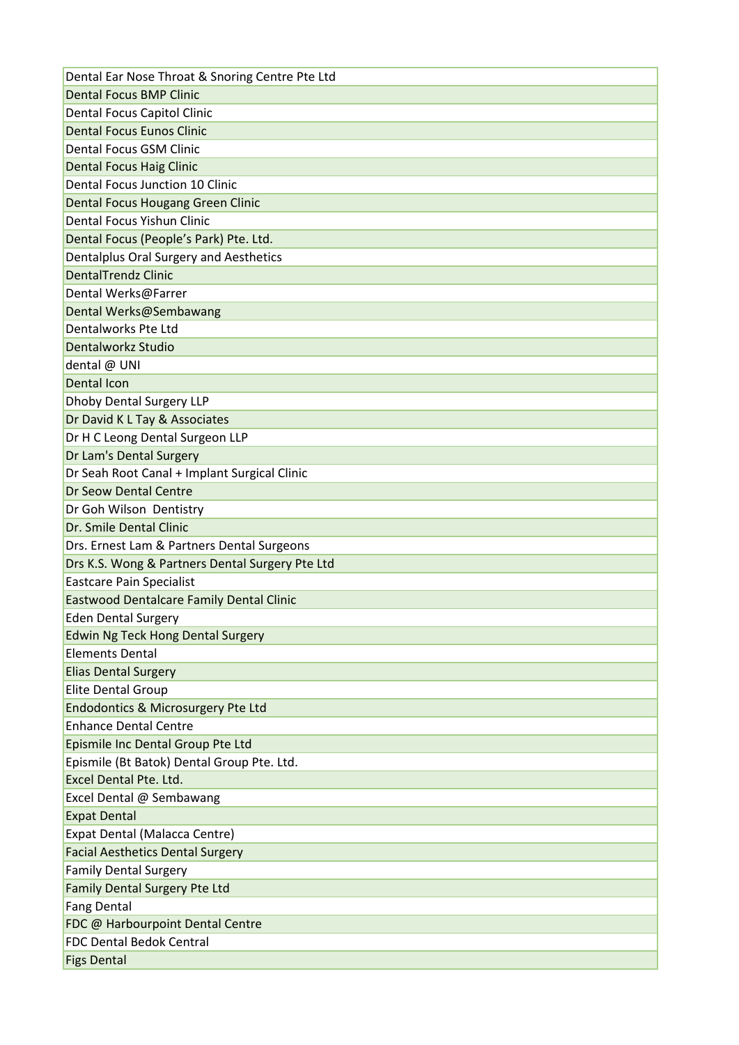| Dental Ear Nose Throat & Snoring Centre Pte Ltd |
|---|
| Dental Focus BMP Clinic |
| Dental Focus Capitol Clinic |
| Dental Focus Eunos Clinic |
| Dental Focus GSM Clinic |
| Dental Focus Haig Clinic |
| Dental Focus Junction 10 Clinic |
| Dental Focus Hougang Green Clinic |
| Dental Focus Yishun Clinic |
| Dental Focus (People's Park) Pte. Ltd. |
| Dentalplus Oral Surgery and Aesthetics |
| DentalTrendz Clinic |
| Dental Werks@Farrer |
| Dental Werks@Sembawang |
| Dentalworks Pte Ltd |
| Dentalworkz Studio |
| dental @ UNI |
| Dental Icon |
| Dhoby Dental Surgery LLP |
| Dr David K L Tay & Associates |
| Dr H C Leong Dental Surgeon LLP |
| Dr Lam's Dental Surgery |
| Dr Seah Root Canal + Implant Surgical Clinic |
| Dr Seow Dental Centre |
| Dr Goh Wilson  Dentistry |
| Dr. Smile Dental Clinic |
| Drs. Ernest Lam & Partners Dental Surgeons |
| Drs K.S. Wong & Partners Dental Surgery Pte Ltd |
| Eastcare Pain Specialist |
| Eastwood Dentalcare Family Dental Clinic |
| Eden Dental Surgery |
| Edwin Ng Teck Hong Dental Surgery |
| Elements Dental |
| Elias Dental Surgery |
| Elite Dental Group |
| Endodontics & Microsurgery Pte Ltd |
| Enhance Dental Centre |
| Epismile Inc Dental Group Pte Ltd |
| Epismile (Bt Batok) Dental Group Pte. Ltd. |
| Excel Dental Pte. Ltd. |
| Excel Dental @ Sembawang |
| Expat Dental |
| Expat Dental (Malacca Centre) |
| Facial Aesthetics Dental Surgery |
| Family Dental Surgery |
| Family Dental Surgery Pte Ltd |
| Fang Dental |
| FDC @ Harbourpoint Dental Centre |
| FDC Dental Bedok Central |
| Figs Dental |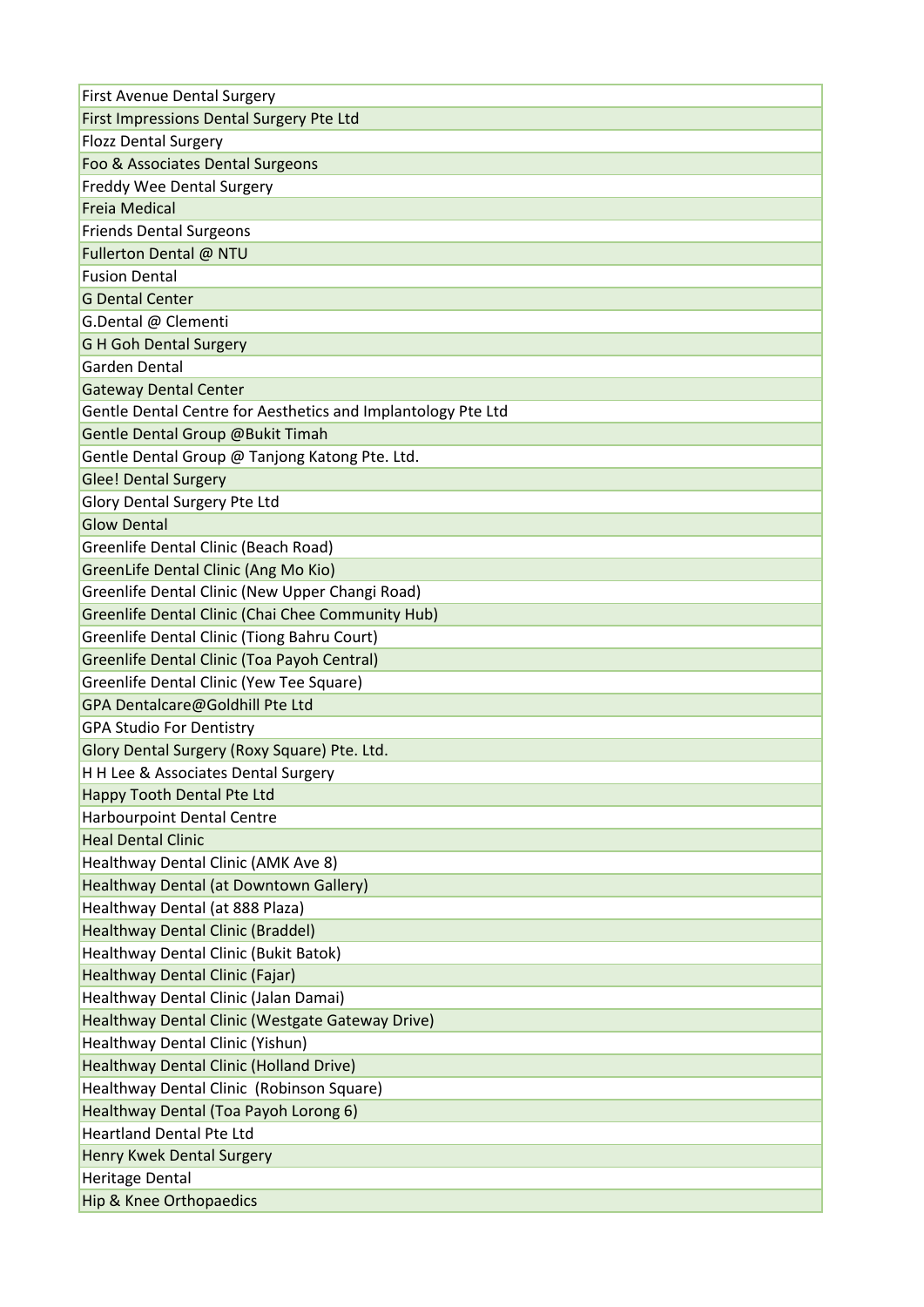| First Avenue Dental Surgery |
|---|
| First Impressions Dental Surgery Pte Ltd |
| Flozz Dental Surgery |
| Foo & Associates Dental Surgeons |
| Freddy Wee Dental Surgery |
| Freia Medical |
| Friends Dental Surgeons |
| Fullerton Dental @ NTU |
| Fusion Dental |
| G Dental Center |
| G.Dental @ Clementi |
| G H Goh Dental Surgery |
| Garden Dental |
| Gateway Dental Center |
| Gentle Dental Centre for Aesthetics and Implantology Pte Ltd |
| Gentle Dental Group @Bukit Timah |
| Gentle Dental Group @ Tanjong Katong Pte. Ltd. |
| Glee! Dental Surgery |
| Glory Dental Surgery Pte Ltd |
| Glow Dental |
| Greenlife Dental Clinic (Beach Road) |
| GreenLife Dental Clinic (Ang Mo Kio) |
| Greenlife Dental Clinic (New Upper Changi Road) |
| Greenlife Dental Clinic (Chai Chee Community Hub) |
| Greenlife Dental Clinic (Tiong Bahru Court) |
| Greenlife Dental Clinic (Toa Payoh Central) |
| Greenlife Dental Clinic (Yew Tee Square) |
| GPA Dentalcare@Goldhill Pte Ltd |
| GPA Studio For Dentistry |
| Glory Dental Surgery (Roxy Square) Pte. Ltd. |
| H H Lee & Associates Dental Surgery |
| Happy Tooth Dental Pte Ltd |
| Harbourpoint Dental Centre |
| Heal Dental Clinic |
| Healthway Dental Clinic (AMK Ave 8) |
| Healthway Dental (at Downtown Gallery) |
| Healthway Dental (at 888 Plaza) |
| Healthway Dental Clinic (Braddel) |
| Healthway Dental Clinic (Bukit Batok) |
| Healthway Dental Clinic (Fajar) |
| Healthway Dental Clinic (Jalan Damai) |
| Healthway Dental Clinic (Westgate Gateway Drive) |
| Healthway Dental Clinic (Yishun) |
| Healthway Dental Clinic (Holland Drive) |
| Healthway Dental Clinic  (Robinson Square) |
| Healthway Dental (Toa Payoh Lorong 6) |
| Heartland Dental Pte Ltd |
| Henry Kwek Dental Surgery |
| Heritage Dental |
| Hip & Knee Orthopaedics |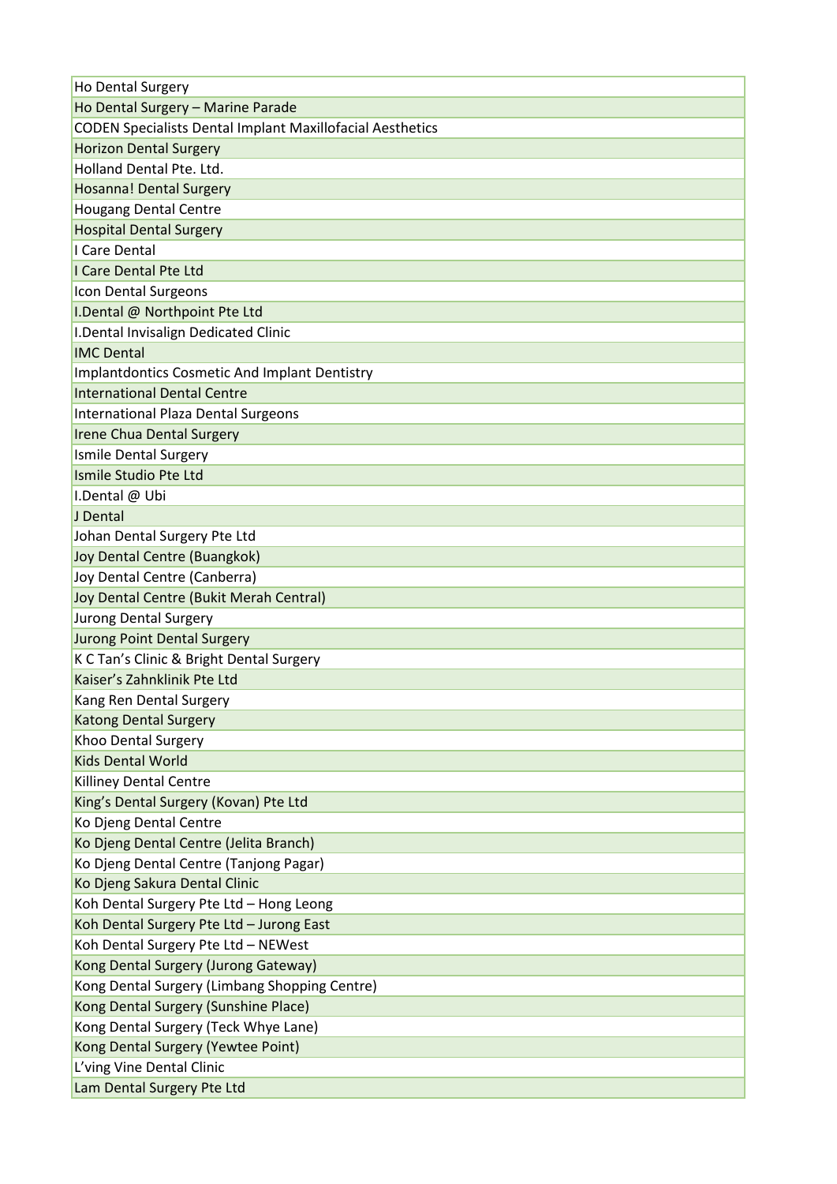| Ho Dental Surgery |
| --- |
| Ho Dental Surgery – Marine Parade |
| CODEN Specialists Dental Implant Maxillofacial Aesthetics |
| Horizon Dental Surgery |
| Holland Dental Pte. Ltd. |
| Hosanna! Dental Surgery |
| Hougang Dental Centre |
| Hospital Dental Surgery |
| I Care Dental |
| I Care Dental Pte Ltd |
| Icon Dental Surgeons |
| I.Dental @ Northpoint Pte Ltd |
| I.Dental Invisalign Dedicated Clinic |
| IMC Dental |
| Implantdontics Cosmetic And Implant Dentistry |
| International Dental Centre |
| International Plaza Dental Surgeons |
| Irene Chua Dental Surgery |
| Ismile Dental Surgery |
| Ismile Studio Pte Ltd |
| I.Dental @ Ubi |
| J Dental |
| Johan Dental Surgery Pte Ltd |
| Joy Dental Centre (Buangkok) |
| Joy Dental Centre (Canberra) |
| Joy Dental Centre (Bukit Merah Central) |
| Jurong Dental Surgery |
| Jurong Point Dental Surgery |
| K C Tan's Clinic & Bright Dental Surgery |
| Kaiser's Zahnklinik Pte Ltd |
| Kang Ren Dental Surgery |
| Katong Dental Surgery |
| Khoo Dental Surgery |
| Kids Dental World |
| Killiney Dental Centre |
| King's Dental Surgery (Kovan) Pte Ltd |
| Ko Djeng Dental Centre |
| Ko Djeng Dental Centre (Jelita Branch) |
| Ko Djeng Dental Centre (Tanjong Pagar) |
| Ko Djeng Sakura Dental Clinic |
| Koh Dental Surgery Pte Ltd – Hong Leong |
| Koh Dental Surgery Pte Ltd – Jurong East |
| Koh Dental Surgery Pte Ltd – NEWest |
| Kong Dental Surgery (Jurong Gateway) |
| Kong Dental Surgery (Limbang Shopping Centre) |
| Kong Dental Surgery (Sunshine Place) |
| Kong Dental Surgery (Teck Whye Lane) |
| Kong Dental Surgery (Yewtee Point) |
| L'ving Vine Dental Clinic |
| Lam Dental Surgery Pte Ltd |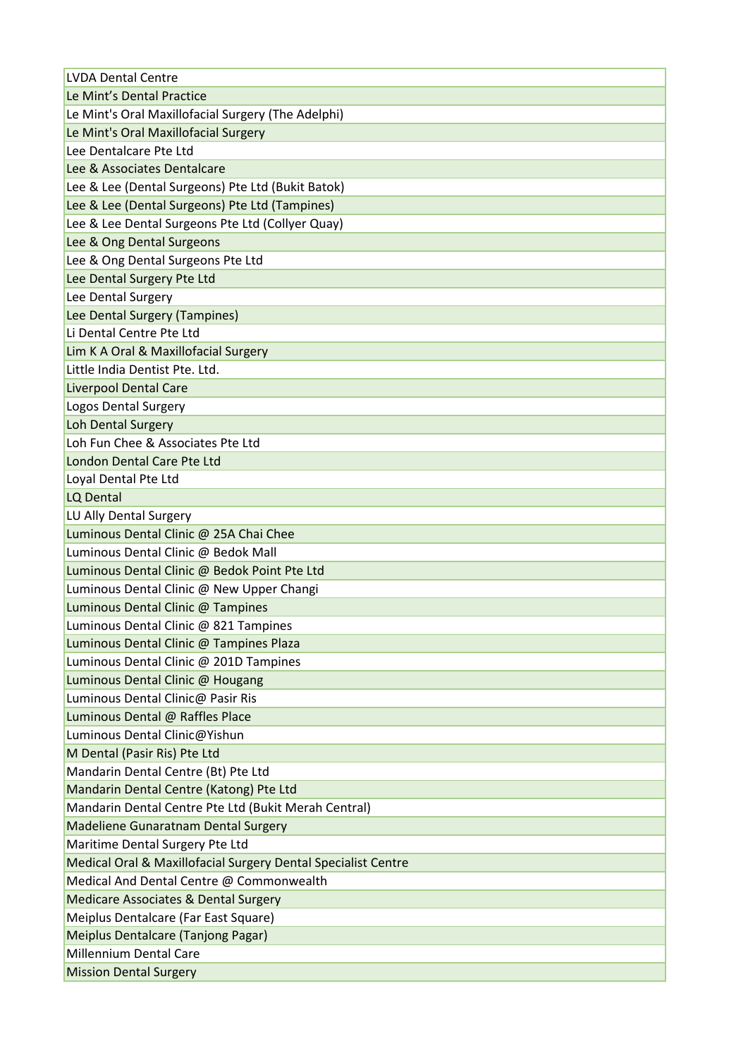| LVDA Dental Centre |
|---|
| Le Mint’s Dental Practice |
| Le Mint's Oral Maxillofacial Surgery (The Adelphi) |
| Le Mint's Oral Maxillofacial Surgery |
| Lee Dentalcare Pte Ltd |
| Lee & Associates Dentalcare |
| Lee & Lee (Dental Surgeons) Pte Ltd (Bukit Batok) |
| Lee & Lee (Dental Surgeons) Pte Ltd (Tampines) |
| Lee & Lee Dental Surgeons Pte Ltd (Collyer Quay) |
| Lee & Ong Dental Surgeons |
| Lee & Ong Dental Surgeons Pte Ltd |
| Lee Dental Surgery Pte Ltd |
| Lee Dental Surgery |
| Lee Dental Surgery (Tampines) |
| Li Dental Centre Pte Ltd |
| Lim K A Oral & Maxillofacial Surgery |
| Little India Dentist Pte. Ltd. |
| Liverpool Dental Care |
| Logos Dental Surgery |
| Loh Dental Surgery |
| Loh Fun Chee & Associates Pte Ltd |
| London Dental Care Pte Ltd |
| Loyal Dental Pte Ltd |
| LQ Dental |
| LU Ally Dental Surgery |
| Luminous Dental Clinic @ 25A Chai Chee |
| Luminous Dental Clinic @ Bedok Mall |
| Luminous Dental Clinic @ Bedok Point Pte Ltd |
| Luminous Dental Clinic @ New Upper Changi |
| Luminous Dental Clinic @ Tampines |
| Luminous Dental Clinic @ 821 Tampines |
| Luminous Dental Clinic @ Tampines Plaza |
| Luminous Dental Clinic @ 201D Tampines |
| Luminous Dental Clinic @ Hougang |
| Luminous Dental Clinic@ Pasir Ris |
| Luminous Dental @ Raffles Place |
| Luminous Dental Clinic@Yishun |
| M Dental (Pasir Ris) Pte Ltd |
| Mandarin Dental Centre (Bt) Pte Ltd |
| Mandarin Dental Centre (Katong) Pte Ltd |
| Mandarin Dental Centre Pte Ltd (Bukit Merah Central) |
| Madeliene Gunaratnam Dental Surgery |
| Maritime Dental Surgery Pte Ltd |
| Medical Oral & Maxillofacial Surgery Dental Specialist Centre |
| Medical And Dental Centre @ Commonwealth |
| Medicare Associates & Dental Surgery |
| Meiplus Dentalcare (Far East Square) |
| Meiplus Dentalcare (Tanjong Pagar) |
| Millennium Dental Care |
| Mission Dental Surgery |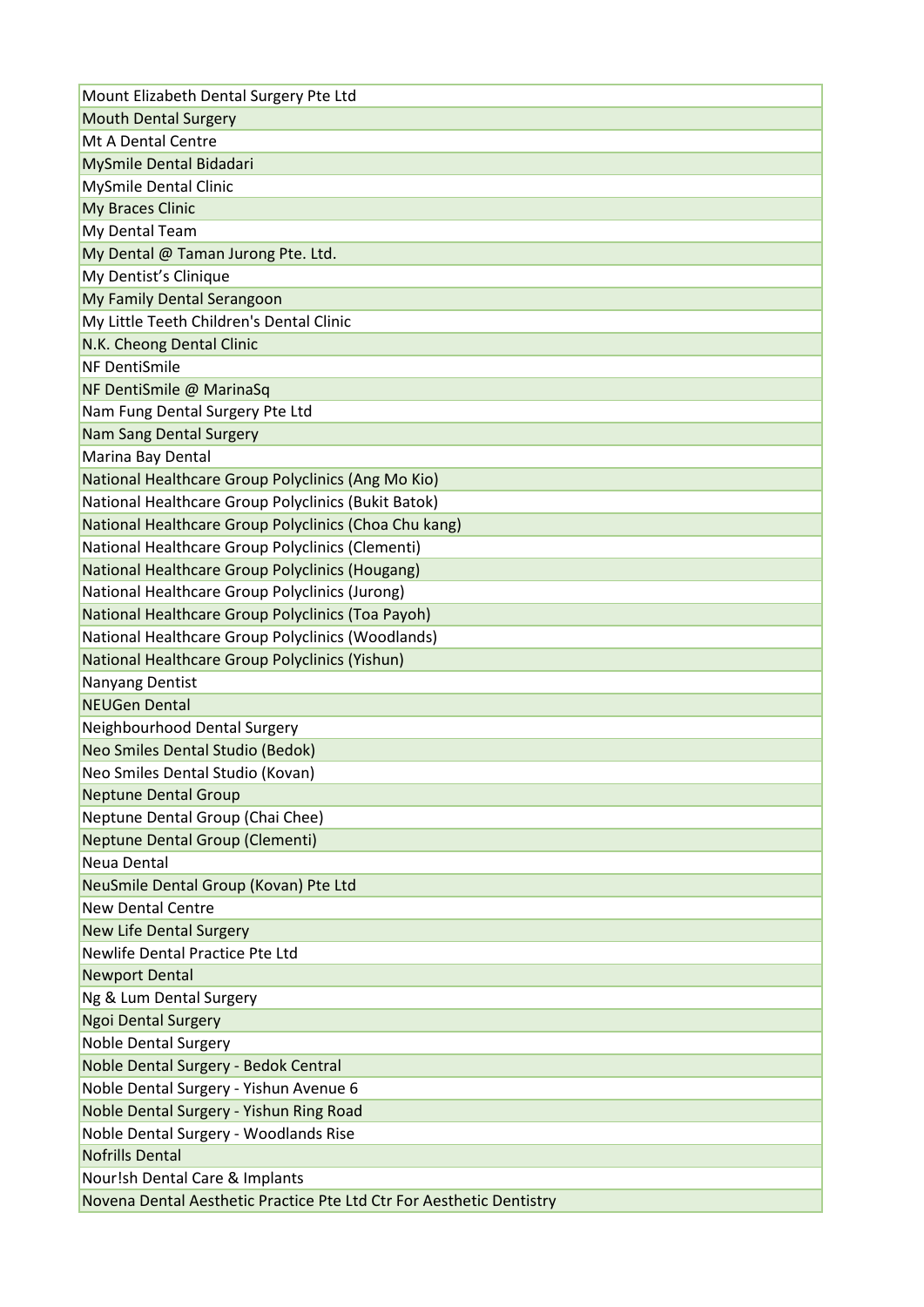| Mount Elizabeth Dental Surgery Pte Ltd |
|---|
| Mouth Dental Surgery |
| Mt A Dental Centre |
| MySmile Dental Bidadari |
| MySmile Dental Clinic |
| My Braces Clinic |
| My Dental Team |
| My Dental @ Taman Jurong Pte. Ltd. |
| My Dentist's Clinique |
| My Family Dental Serangoon |
| My Little Teeth Children's Dental Clinic |
| N.K. Cheong Dental Clinic |
| NF DentiSmile |
| NF DentiSmile @ MarinaSq |
| Nam Fung Dental Surgery Pte Ltd |
| Nam Sang Dental Surgery |
| Marina Bay Dental |
| National Healthcare Group Polyclinics (Ang Mo Kio) |
| National Healthcare Group Polyclinics (Bukit Batok) |
| National Healthcare Group Polyclinics (Choa Chu kang) |
| National Healthcare Group Polyclinics (Clementi) |
| National Healthcare Group Polyclinics (Hougang) |
| National Healthcare Group Polyclinics (Jurong) |
| National Healthcare Group Polyclinics (Toa Payoh) |
| National Healthcare Group Polyclinics (Woodlands) |
| National Healthcare Group Polyclinics (Yishun) |
| Nanyang Dentist |
| NEUGen Dental |
| Neighbourhood Dental Surgery |
| Neo Smiles Dental Studio (Bedok) |
| Neo Smiles Dental Studio (Kovan) |
| Neptune Dental Group |
| Neptune Dental Group (Chai Chee) |
| Neptune Dental Group (Clementi) |
| Neua Dental |
| NeuSmile Dental Group (Kovan) Pte Ltd |
| New Dental Centre |
| New Life Dental Surgery |
| Newlife Dental Practice Pte Ltd |
| Newport Dental |
| Ng & Lum Dental Surgery |
| Ngoi Dental Surgery |
| Noble Dental Surgery |
| Noble Dental Surgery - Bedok Central |
| Noble Dental Surgery - Yishun Avenue 6 |
| Noble Dental Surgery - Yishun Ring Road |
| Noble Dental Surgery - Woodlands Rise |
| Nofrills Dental |
| Nour!sh Dental Care & Implants |
| Novena Dental Aesthetic Practice Pte Ltd Ctr For Aesthetic Dentistry |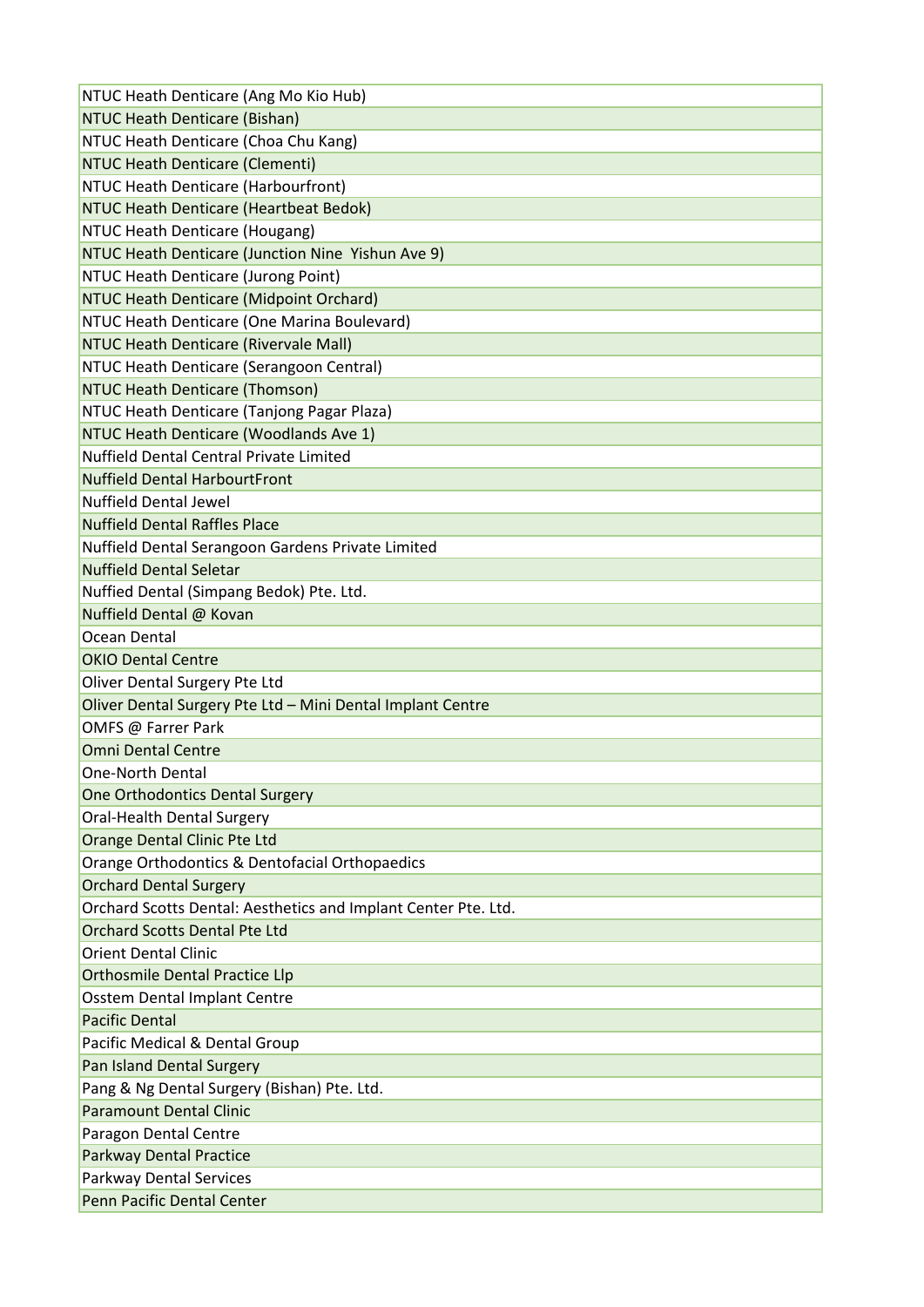| NTUC Heath Denticare (Ang Mo Kio Hub) |
|---|
| NTUC Heath Denticare (Bishan) |
| NTUC Heath Denticare (Choa Chu Kang) |
| NTUC Heath Denticare (Clementi) |
| NTUC Heath Denticare (Harbourfront) |
| NTUC Heath Denticare (Heartbeat Bedok) |
| NTUC Heath Denticare (Hougang) |
| NTUC Heath Denticare (Junction Nine  Yishun Ave 9) |
| NTUC Heath Denticare (Jurong Point) |
| NTUC Heath Denticare (Midpoint Orchard) |
| NTUC Heath Denticare (One Marina Boulevard) |
| NTUC Heath Denticare (Rivervale Mall) |
| NTUC Heath Denticare (Serangoon Central) |
| NTUC Heath Denticare (Thomson) |
| NTUC Heath Denticare (Tanjong Pagar Plaza) |
| NTUC Heath Denticare (Woodlands Ave 1) |
| Nuffield Dental Central Private Limited |
| Nuffield Dental HarbourtFront |
| Nuffield Dental Jewel |
| Nuffield Dental Raffles Place |
| Nuffield Dental Serangoon Gardens Private Limited |
| Nuffield Dental Seletar |
| Nuffied Dental (Simpang Bedok) Pte. Ltd. |
| Nuffield Dental @ Kovan |
| Ocean Dental |
| OKIO Dental Centre |
| Oliver Dental Surgery Pte Ltd |
| Oliver Dental Surgery Pte Ltd – Mini Dental Implant Centre |
| OMFS @ Farrer Park |
| Omni Dental Centre |
| One-North Dental |
| One Orthodontics Dental Surgery |
| Oral-Health Dental Surgery |
| Orange Dental Clinic Pte Ltd |
| Orange Orthodontics & Dentofacial Orthopaedics |
| Orchard Dental Surgery |
| Orchard Scotts Dental: Aesthetics and Implant Center Pte. Ltd. |
| Orchard Scotts Dental Pte Ltd |
| Orient Dental Clinic |
| Orthosmile Dental Practice Llp |
| Osstem Dental Implant Centre |
| Pacific Dental |
| Pacific Medical & Dental Group |
| Pan Island Dental Surgery |
| Pang & Ng Dental Surgery (Bishan) Pte. Ltd. |
| Paramount Dental Clinic |
| Paragon Dental Centre |
| Parkway Dental Practice |
| Parkway Dental Services |
| Penn Pacific Dental Center |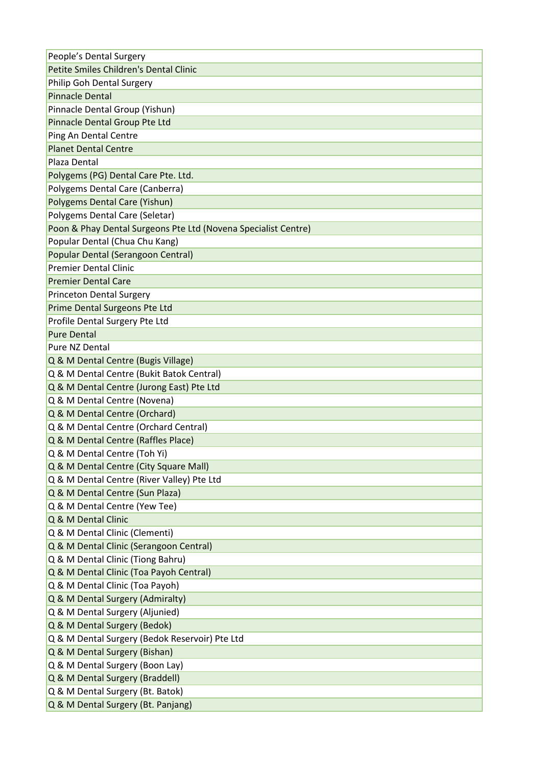| People's Dental Surgery |
|---|
| Petite Smiles Children's Dental Clinic |
| Philip Goh Dental Surgery |
| Pinnacle Dental |
| Pinnacle Dental Group (Yishun) |
| Pinnacle Dental Group Pte Ltd |
| Ping An Dental Centre |
| Planet Dental Centre |
| Plaza Dental |
| Polygems (PG) Dental Care Pte. Ltd. |
| Polygems Dental Care (Canberra) |
| Polygems Dental Care (Yishun) |
| Polygems Dental Care (Seletar) |
| Poon & Phay Dental Surgeons Pte Ltd (Novena Specialist Centre) |
| Popular Dental (Chua Chu Kang) |
| Popular Dental (Serangoon Central) |
| Premier Dental Clinic |
| Premier Dental Care |
| Princeton Dental Surgery |
| Prime Dental Surgeons Pte Ltd |
| Profile Dental Surgery Pte Ltd |
| Pure Dental |
| Pure NZ Dental |
| Q & M Dental Centre (Bugis Village) |
| Q & M Dental Centre (Bukit Batok Central) |
| Q & M Dental Centre (Jurong East) Pte Ltd |
| Q & M Dental Centre (Novena) |
| Q & M Dental Centre (Orchard) |
| Q & M Dental Centre (Orchard Central) |
| Q & M Dental Centre (Raffles Place) |
| Q & M Dental Centre (Toh Yi) |
| Q & M Dental Centre (City Square Mall) |
| Q & M Dental Centre (River Valley) Pte Ltd |
| Q & M Dental Centre (Sun Plaza) |
| Q & M Dental Centre (Yew Tee) |
| Q & M Dental Clinic |
| Q & M Dental Clinic (Clementi) |
| Q & M Dental Clinic (Serangoon Central) |
| Q & M Dental Clinic (Tiong Bahru) |
| Q & M Dental Clinic (Toa Payoh Central) |
| Q & M Dental Clinic (Toa Payoh) |
| Q & M Dental Surgery (Admiralty) |
| Q & M Dental Surgery (Aljunied) |
| Q & M Dental Surgery (Bedok) |
| Q & M Dental Surgery (Bedok Reservoir) Pte Ltd |
| Q & M Dental Surgery (Bishan) |
| Q & M Dental Surgery (Boon Lay) |
| Q & M Dental Surgery (Braddell) |
| Q & M Dental Surgery (Bt. Batok) |
| Q & M Dental Surgery (Bt. Panjang) |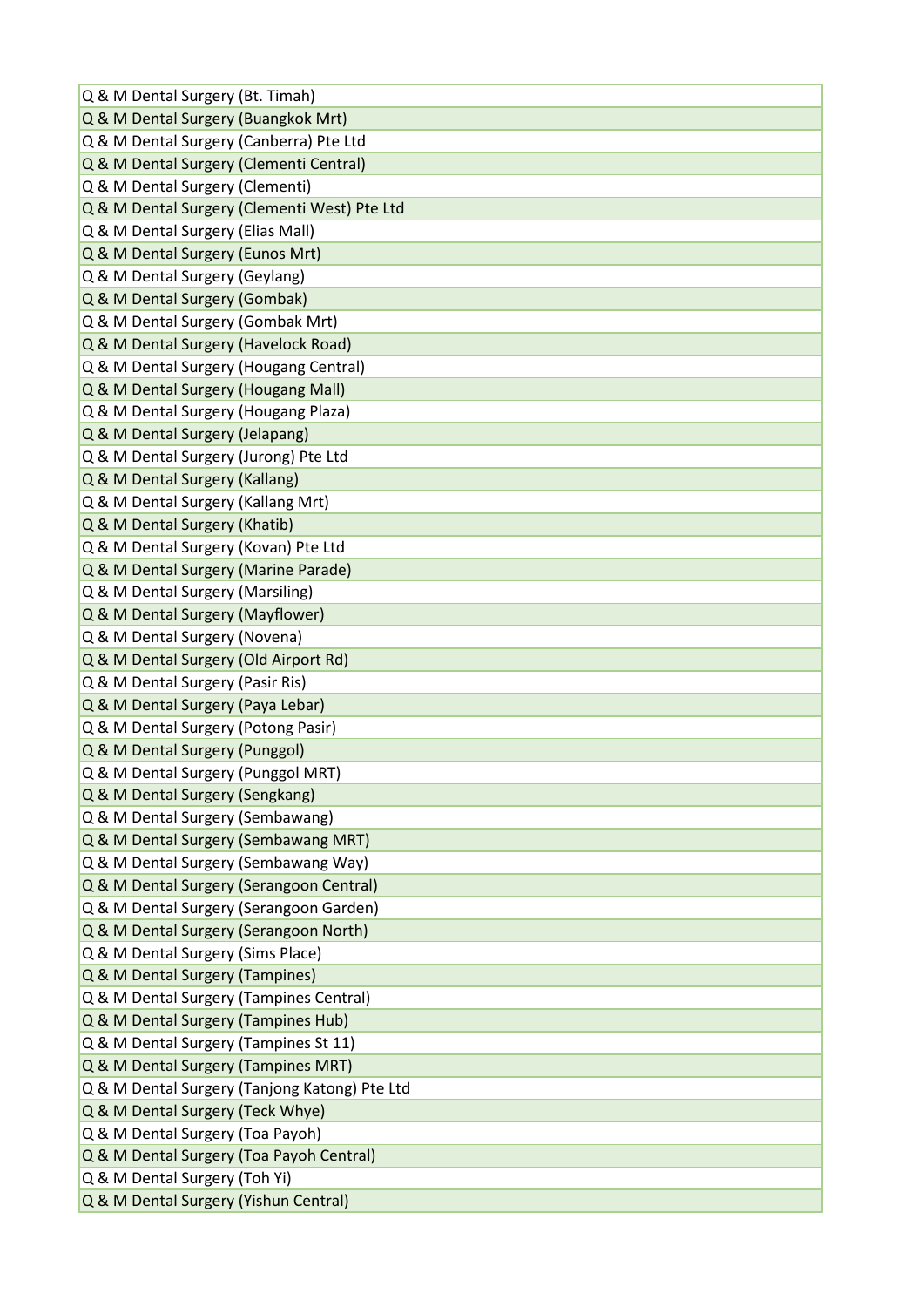| Q & M Dental Surgery (Bt. Timah) |
|---|
| Q & M Dental Surgery (Buangkok Mrt) |
| Q & M Dental Surgery (Canberra) Pte Ltd |
| Q & M Dental Surgery (Clementi Central) |
| Q & M Dental Surgery (Clementi) |
| Q & M Dental Surgery (Clementi West) Pte Ltd |
| Q & M Dental Surgery (Elias Mall) |
| Q & M Dental Surgery (Eunos Mrt) |
| Q & M Dental Surgery (Geylang) |
| Q & M Dental Surgery (Gombak) |
| Q & M Dental Surgery (Gombak Mrt) |
| Q & M Dental Surgery (Havelock Road) |
| Q & M Dental Surgery (Hougang Central) |
| Q & M Dental Surgery (Hougang Mall) |
| Q & M Dental Surgery (Hougang Plaza) |
| Q & M Dental Surgery (Jelapang) |
| Q & M Dental Surgery (Jurong) Pte Ltd |
| Q & M Dental Surgery (Kallang) |
| Q & M Dental Surgery (Kallang Mrt) |
| Q & M Dental Surgery (Khatib) |
| Q & M Dental Surgery (Kovan) Pte Ltd |
| Q & M Dental Surgery (Marine Parade) |
| Q & M Dental Surgery (Marsiling) |
| Q & M Dental Surgery (Mayflower) |
| Q & M Dental Surgery (Novena) |
| Q & M Dental Surgery (Old Airport Rd) |
| Q & M Dental Surgery (Pasir Ris) |
| Q & M Dental Surgery (Paya Lebar) |
| Q & M Dental Surgery (Potong Pasir) |
| Q & M Dental Surgery (Punggol) |
| Q & M Dental Surgery (Punggol MRT) |
| Q & M Dental Surgery (Sengkang) |
| Q & M Dental Surgery (Sembawang) |
| Q & M Dental Surgery (Sembawang MRT) |
| Q & M Dental Surgery (Sembawang Way) |
| Q & M Dental Surgery (Serangoon Central) |
| Q & M Dental Surgery (Serangoon Garden) |
| Q & M Dental Surgery (Serangoon North) |
| Q & M Dental Surgery (Sims Place) |
| Q & M Dental Surgery (Tampines) |
| Q & M Dental Surgery (Tampines Central) |
| Q & M Dental Surgery (Tampines Hub) |
| Q & M Dental Surgery (Tampines St 11) |
| Q & M Dental Surgery (Tampines MRT) |
| Q & M Dental Surgery (Tanjong Katong) Pte Ltd |
| Q & M Dental Surgery (Teck Whye) |
| Q & M Dental Surgery (Toa Payoh) |
| Q & M Dental Surgery (Toa Payoh Central) |
| Q & M Dental Surgery (Toh Yi) |
| Q & M Dental Surgery (Yishun Central) |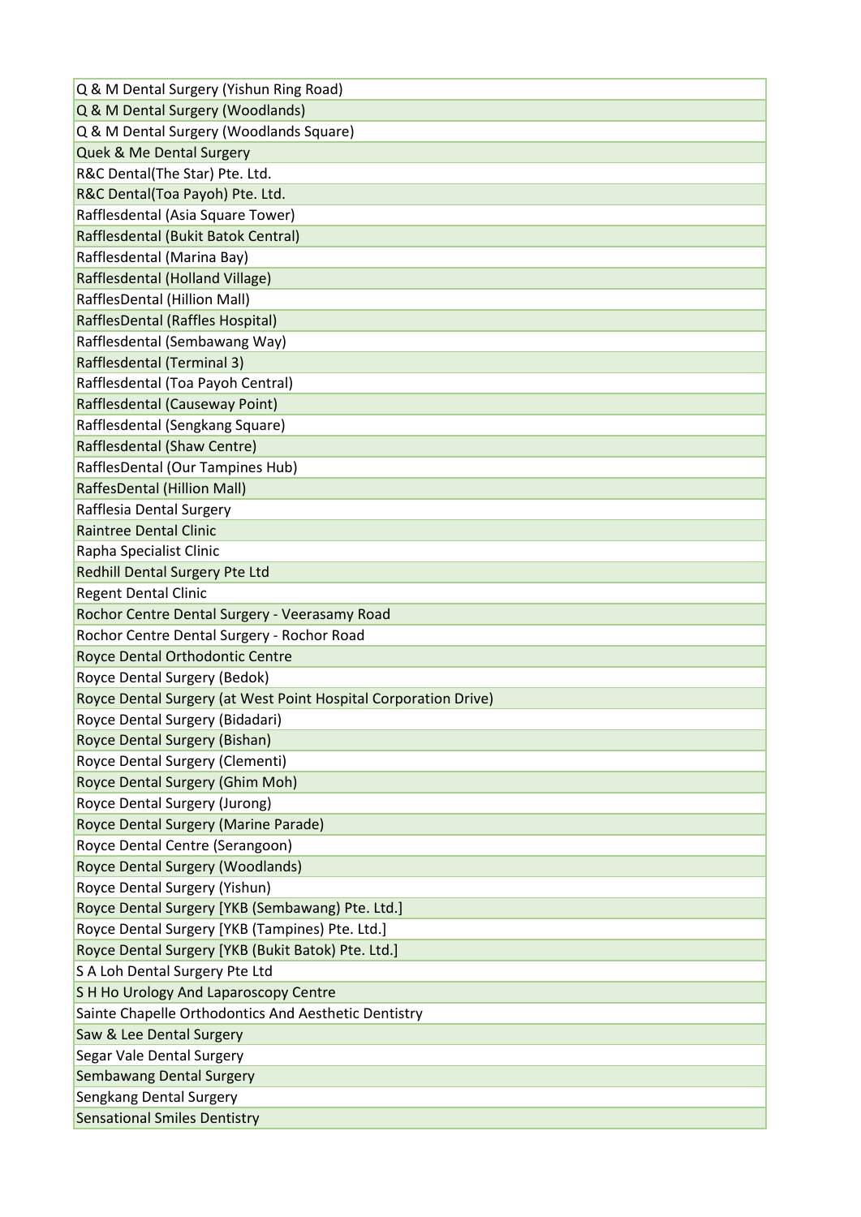| |
|---|
| Q & M Dental Surgery (Yishun Ring Road) |
| Q & M Dental Surgery (Woodlands) |
| Q & M Dental Surgery (Woodlands Square) |
| Quek & Me Dental Surgery |
| R&C Dental(The Star) Pte. Ltd. |
| R&C Dental(Toa Payoh) Pte. Ltd. |
| Rafflesdental (Asia Square Tower) |
| Rafflesdental (Bukit Batok Central) |
| Rafflesdental (Marina Bay) |
| Rafflesdental (Holland Village) |
| RafflesDental (Hillion Mall) |
| RafflesDental (Raffles Hospital) |
| Rafflesdental (Sembawang Way) |
| Rafflesdental (Terminal 3) |
| Rafflesdental (Toa Payoh Central) |
| Rafflesdental (Causeway Point) |
| Rafflesdental (Sengkang Square) |
| Rafflesdental (Shaw Centre) |
| RafflesDental (Our Tampines Hub) |
| RaffesDental (Hillion Mall) |
| Rafflesia Dental Surgery |
| Raintree Dental Clinic |
| Rapha Specialist Clinic |
| Redhill Dental Surgery Pte Ltd |
| Regent Dental Clinic |
| Rochor Centre Dental Surgery - Veerasamy Road |
| Rochor Centre Dental Surgery - Rochor Road |
| Royce Dental Orthodontic Centre |
| Royce Dental Surgery (Bedok) |
| Royce Dental Surgery (at West Point Hospital Corporation Drive) |
| Royce Dental Surgery (Bidadari) |
| Royce Dental Surgery (Bishan) |
| Royce Dental Surgery (Clementi) |
| Royce Dental Surgery (Ghim Moh) |
| Royce Dental Surgery (Jurong) |
| Royce Dental Surgery (Marine Parade) |
| Royce Dental Centre (Serangoon) |
| Royce Dental Surgery (Woodlands) |
| Royce Dental Surgery (Yishun) |
| Royce Dental Surgery [YKB (Sembawang) Pte. Ltd.] |
| Royce Dental Surgery [YKB (Tampines) Pte. Ltd.] |
| Royce Dental Surgery [YKB (Bukit Batok) Pte. Ltd.] |
| S A Loh Dental Surgery Pte Ltd |
| S H Ho Urology And Laparoscopy Centre |
| Sainte Chapelle Orthodontics And Aesthetic Dentistry |
| Saw & Lee Dental Surgery |
| Segar Vale Dental Surgery |
| Sembawang Dental Surgery |
| Sengkang Dental Surgery |
| Sensational Smiles Dentistry |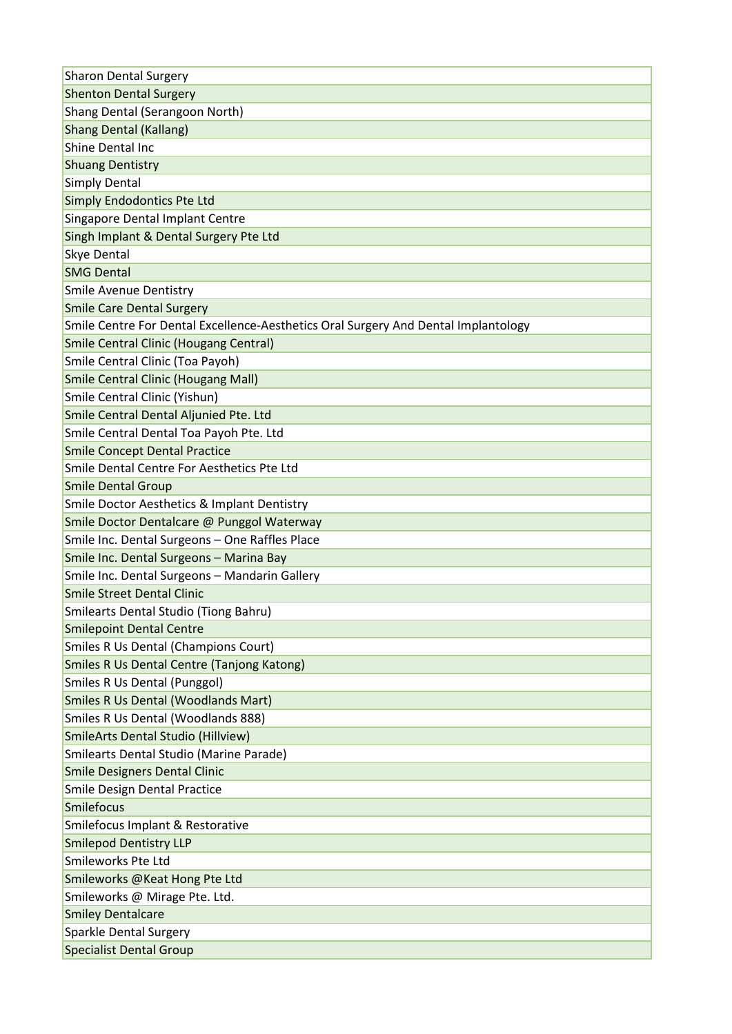| Sharon Dental Surgery |
|---|
| Shenton Dental Surgery |
| Shang Dental (Serangoon North) |
| Shang Dental (Kallang) |
| Shine Dental Inc |
| Shuang Dentistry |
| Simply Dental |
| Simply Endodontics Pte Ltd |
| Singapore Dental Implant Centre |
| Singh Implant & Dental Surgery Pte Ltd |
| Skye Dental |
| SMG Dental |
| Smile Avenue Dentistry |
| Smile Care Dental Surgery |
| Smile Centre For Dental Excellence-Aesthetics Oral Surgery And Dental Implantology |
| Smile Central Clinic (Hougang Central) |
| Smile Central Clinic (Toa Payoh) |
| Smile Central Clinic (Hougang Mall) |
| Smile Central Clinic (Yishun) |
| Smile Central Dental Aljunied Pte. Ltd |
| Smile Central Dental Toa Payoh Pte. Ltd |
| Smile Concept Dental Practice |
| Smile Dental Centre For Aesthetics Pte Ltd |
| Smile Dental Group |
| Smile Doctor Aesthetics & Implant Dentistry |
| Smile Doctor Dentalcare @ Punggol Waterway |
| Smile Inc. Dental Surgeons – One Raffles Place |
| Smile Inc. Dental Surgeons – Marina Bay |
| Smile Inc. Dental Surgeons – Mandarin Gallery |
| Smile Street Dental Clinic |
| Smilearts Dental Studio (Tiong Bahru) |
| Smilepoint Dental Centre |
| Smiles R Us Dental (Champions Court) |
| Smiles R Us Dental Centre (Tanjong Katong) |
| Smiles R Us Dental (Punggol) |
| Smiles R Us Dental (Woodlands Mart) |
| Smiles R Us Dental (Woodlands 888) |
| SmileArts Dental Studio (Hillview) |
| Smilearts Dental Studio (Marine Parade) |
| Smile Designers Dental Clinic |
| Smile Design Dental Practice |
| Smilefocus |
| Smilefocus Implant & Restorative |
| Smilepod Dentistry LLP |
| Smileworks Pte Ltd |
| Smileworks @Keat Hong Pte Ltd |
| Smileworks @ Mirage Pte. Ltd. |
| Smiley Dentalcare |
| Sparkle Dental Surgery |
| Specialist Dental Group |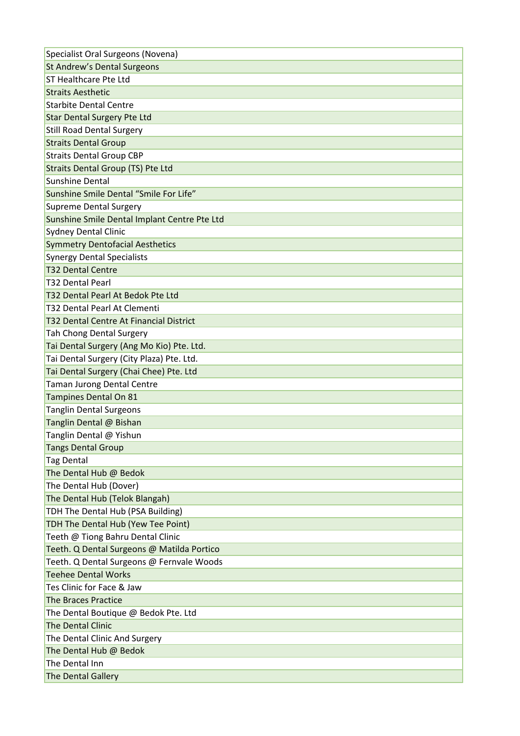| Specialist Oral Surgeons (Novena) |
|---|
| St Andrew’s Dental Surgeons |
| ST Healthcare Pte Ltd |
| Straits Aesthetic |
| Starbite Dental Centre |
| Star Dental Surgery Pte Ltd |
| Still Road Dental Surgery |
| Straits Dental Group |
| Straits Dental Group CBP |
| Straits Dental Group (TS) Pte Ltd |
| Sunshine Dental |
| Sunshine Smile Dental “Smile For Life” |
| Supreme Dental Surgery |
| Sunshine Smile Dental Implant Centre Pte Ltd |
| Sydney Dental Clinic |
| Symmetry Dentofacial Aesthetics |
| Synergy Dental Specialists |
| T32 Dental Centre |
| T32 Dental Pearl |
| T32 Dental Pearl At Bedok Pte Ltd |
| T32 Dental Pearl At Clementi |
| T32 Dental Centre At Financial District |
| Tah Chong Dental Surgery |
| Tai Dental Surgery (Ang Mo Kio) Pte. Ltd. |
| Tai Dental Surgery (City Plaza) Pte. Ltd. |
| Tai Dental Surgery (Chai Chee) Pte. Ltd |
| Taman Jurong Dental Centre |
| Tampines Dental On 81 |
| Tanglin Dental Surgeons |
| Tanglin Dental @ Bishan |
| Tanglin Dental @ Yishun |
| Tangs Dental Group |
| Tag Dental |
| The Dental Hub @ Bedok |
| The Dental Hub (Dover) |
| The Dental Hub (Telok Blangah) |
| TDH The Dental Hub (PSA Building) |
| TDH The Dental Hub (Yew Tee Point) |
| Teeth @ Tiong Bahru Dental Clinic |
| Teeth. Q Dental Surgeons @ Matilda Portico |
| Teeth. Q Dental Surgeons @ Fernvale Woods |
| Teehee Dental Works |
| Tes Clinic for Face & Jaw |
| The Braces Practice |
| The Dental Boutique @ Bedok Pte. Ltd |
| The Dental Clinic |
| The Dental Clinic And Surgery |
| The Dental Hub @ Bedok |
| The Dental Inn |
| The Dental Gallery |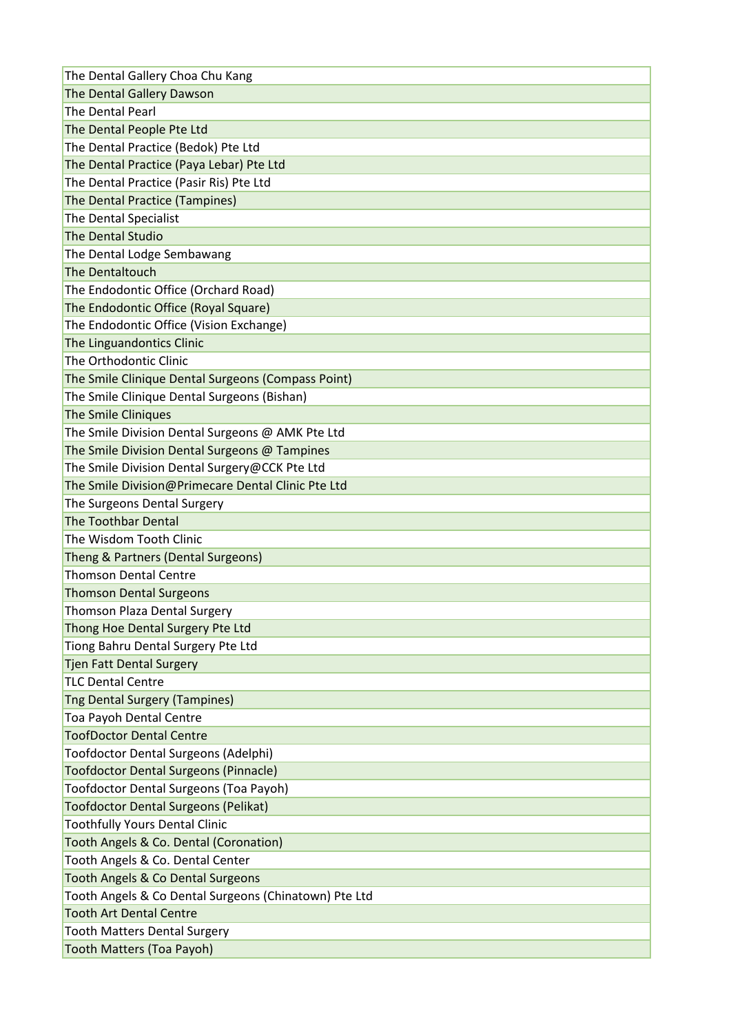| The Dental Gallery Choa Chu Kang |
|---|
| The Dental Gallery Dawson |
| The Dental Pearl |
| The Dental People Pte Ltd |
| The Dental Practice (Bedok) Pte Ltd |
| The Dental Practice (Paya Lebar) Pte Ltd |
| The Dental Practice (Pasir Ris) Pte Ltd |
| The Dental Practice (Tampines) |
| The Dental Specialist |
| The Dental Studio |
| The Dental Lodge Sembawang |
| The Dentaltouch |
| The Endodontic Office (Orchard Road) |
| The Endodontic Office (Royal Square) |
| The Endodontic Office (Vision Exchange) |
| The Linguandontics Clinic |
| The Orthodontic Clinic |
| The Smile Clinique Dental Surgeons (Compass Point) |
| The Smile Clinique Dental Surgeons (Bishan) |
| The Smile Cliniques |
| The Smile Division Dental Surgeons @ AMK Pte Ltd |
| The Smile Division Dental Surgeons @ Tampines |
| The Smile Division Dental Surgery@CCK Pte Ltd |
| The Smile Division@Primecare Dental Clinic Pte Ltd |
| The Surgeons Dental Surgery |
| The Toothbar Dental |
| The Wisdom Tooth Clinic |
| Theng & Partners (Dental Surgeons) |
| Thomson Dental Centre |
| Thomson Dental Surgeons |
| Thomson Plaza Dental Surgery |
| Thong Hoe Dental Surgery Pte Ltd |
| Tiong Bahru Dental Surgery Pte Ltd |
| Tjen Fatt Dental Surgery |
| TLC Dental Centre |
| Tng Dental Surgery (Tampines) |
| Toa Payoh Dental Centre |
| ToofDoctor Dental Centre |
| Toofdoctor Dental Surgeons (Adelphi) |
| Toofdoctor Dental Surgeons (Pinnacle) |
| Toofdoctor Dental Surgeons (Toa Payoh) |
| Toofdoctor Dental Surgeons (Pelikat) |
| Toothfully Yours Dental Clinic |
| Tooth Angels & Co. Dental (Coronation) |
| Tooth Angels & Co. Dental Center |
| Tooth Angels & Co Dental Surgeons |
| Tooth Angels & Co Dental Surgeons (Chinatown) Pte Ltd |
| Tooth Art Dental Centre |
| Tooth Matters Dental Surgery |
| Tooth Matters (Toa Payoh) |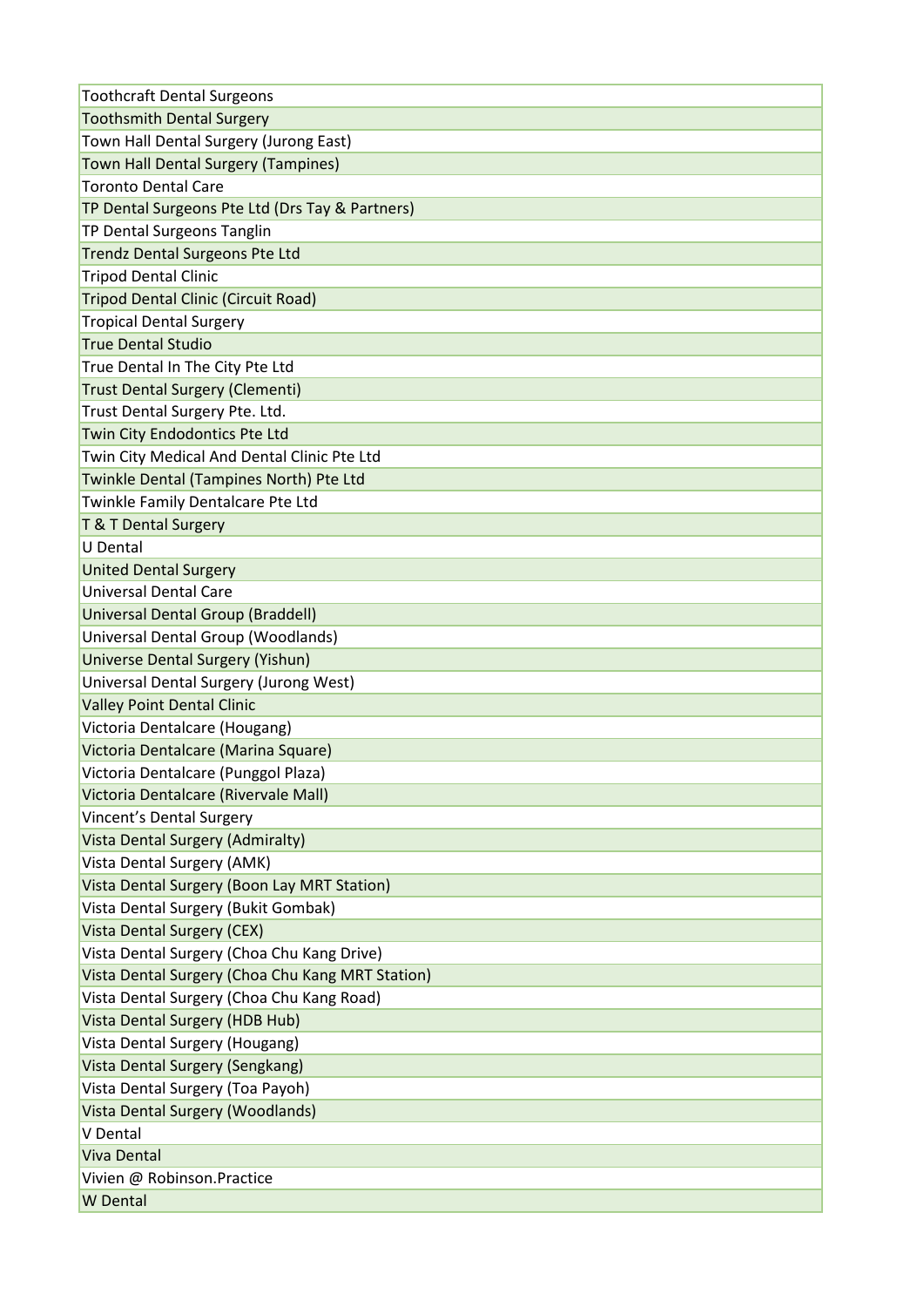| Toothcraft Dental Surgeons |
|---|
| Toothsmith Dental Surgery |
| Town Hall Dental Surgery (Jurong East) |
| Town Hall Dental Surgery (Tampines) |
| Toronto Dental Care |
| TP Dental Surgeons Pte Ltd (Drs Tay & Partners) |
| TP Dental Surgeons Tanglin |
| Trendz Dental Surgeons Pte Ltd |
| Tripod Dental Clinic |
| Tripod Dental Clinic (Circuit Road) |
| Tropical Dental Surgery |
| True Dental Studio |
| True Dental In The City Pte Ltd |
| Trust Dental Surgery (Clementi) |
| Trust Dental Surgery Pte. Ltd. |
| Twin City Endodontics Pte Ltd |
| Twin City Medical And Dental Clinic Pte Ltd |
| Twinkle Dental (Tampines North) Pte Ltd |
| Twinkle Family Dentalcare Pte Ltd |
| T & T Dental Surgery |
| U Dental |
| United Dental Surgery |
| Universal Dental Care |
| Universal Dental Group (Braddell) |
| Universal Dental Group (Woodlands) |
| Universe Dental Surgery (Yishun) |
| Universal Dental Surgery (Jurong West) |
| Valley Point Dental Clinic |
| Victoria Dentalcare (Hougang) |
| Victoria Dentalcare (Marina Square) |
| Victoria Dentalcare (Punggol Plaza) |
| Victoria Dentalcare (Rivervale Mall) |
| Vincent's Dental Surgery |
| Vista Dental Surgery (Admiralty) |
| Vista Dental Surgery (AMK) |
| Vista Dental Surgery (Boon Lay MRT Station) |
| Vista Dental Surgery (Bukit Gombak) |
| Vista Dental Surgery (CEX) |
| Vista Dental Surgery (Choa Chu Kang Drive) |
| Vista Dental Surgery (Choa Chu Kang MRT Station) |
| Vista Dental Surgery (Choa Chu Kang Road) |
| Vista Dental Surgery (HDB Hub) |
| Vista Dental Surgery (Hougang) |
| Vista Dental Surgery (Sengkang) |
| Vista Dental Surgery (Toa Payoh) |
| Vista Dental Surgery (Woodlands) |
| V Dental |
| Viva Dental |
| Vivien @ Robinson.Practice |
| W Dental |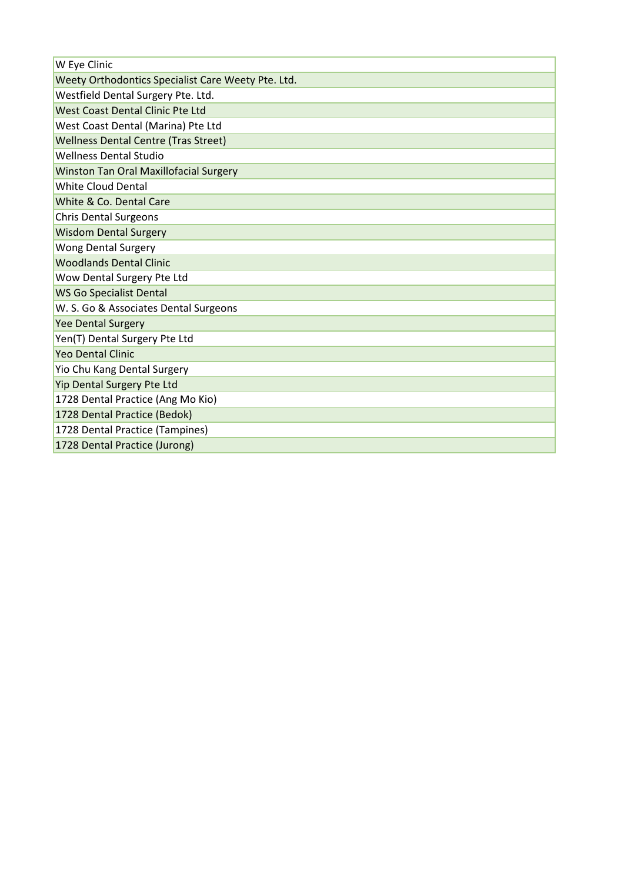| |
|---|
| W Eye Clinic |
| Weety Orthodontics Specialist Care Weety Pte. Ltd. |
| Westfield Dental Surgery Pte. Ltd. |
| West Coast Dental Clinic Pte Ltd |
| West Coast Dental (Marina) Pte Ltd |
| Wellness Dental Centre (Tras Street) |
| Wellness Dental Studio |
| Winston Tan Oral Maxillofacial Surgery |
| White Cloud Dental |
| White & Co. Dental Care |
| Chris Dental Surgeons |
| Wisdom Dental Surgery |
| Wong Dental Surgery |
| Woodlands Dental Clinic |
| Wow Dental Surgery Pte Ltd |
| WS Go Specialist Dental |
| W. S. Go & Associates Dental Surgeons |
| Yee Dental Surgery |
| Yen(T) Dental Surgery Pte Ltd |
| Yeo Dental Clinic |
| Yio Chu Kang Dental Surgery |
| Yip Dental Surgery Pte Ltd |
| 1728 Dental Practice (Ang Mo Kio) |
| 1728 Dental Practice (Bedok) |
| 1728 Dental Practice (Tampines) |
| 1728 Dental Practice (Jurong) |